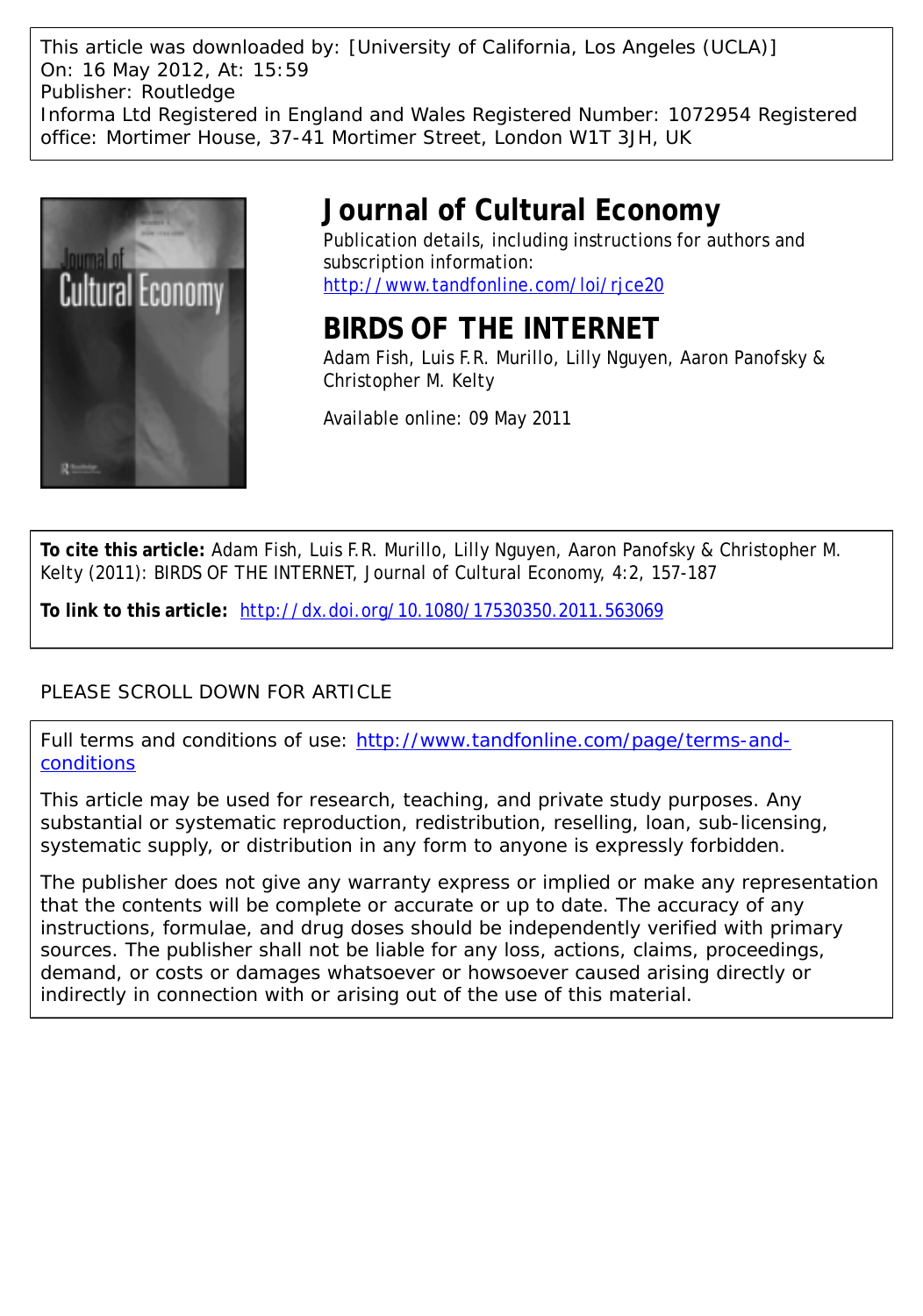This article was downloaded by: [University of California, Los Angeles (UCLA)]
On: 16 May 2012, At: 15:59
Publisher: Routledge
Informa Ltd Registered in England and Wales Registered Number: 1072954 Registered office: Mortimer House, 37-41 Mortimer Street, London W1T 3JH, UK

# Journal of Cultural Economy

Publication details, including instructions for authors and subscription information:
http://www.tandfonline.com/loi/rjce20

# BIRDS OF THE INTERNET

Adam Fish, Luis F.R. Murillo, Lilly Nguyen, Aaron Panofsky & Christopher M. Kelty

Available online: 09 May 2011

**To cite this article:** Adam Fish, Luis F.R. Murillo, Lilly Nguyen, Aaron Panofsky & Christopher M. Kelty (2011): BIRDS OF THE INTERNET, Journal of Cultural Economy, 4:2, 157-187

**To link to this article:** http://dx.doi.org/10.1080/17530350.2011.563069

PLEASE SCROLL DOWN FOR ARTICLE

Full terms and conditions of use: http://www.tandfonline.com/page/terms-and-conditions

This article may be used for research, teaching, and private study purposes. Any substantial or systematic reproduction, redistribution, reselling, loan, sub-licensing, systematic supply, or distribution in any form to anyone is expressly forbidden.

The publisher does not give any warranty express or implied or make any representation that the contents will be complete or accurate or up to date. The accuracy of any instructions, formulae, and drug doses should be independently verified with primary sources. The publisher shall not be liable for any loss, actions, claims, proceedings, demand, or costs or damages whatsoever or howsoever caused arising directly or indirectly in connection with or arising out of the use of this material.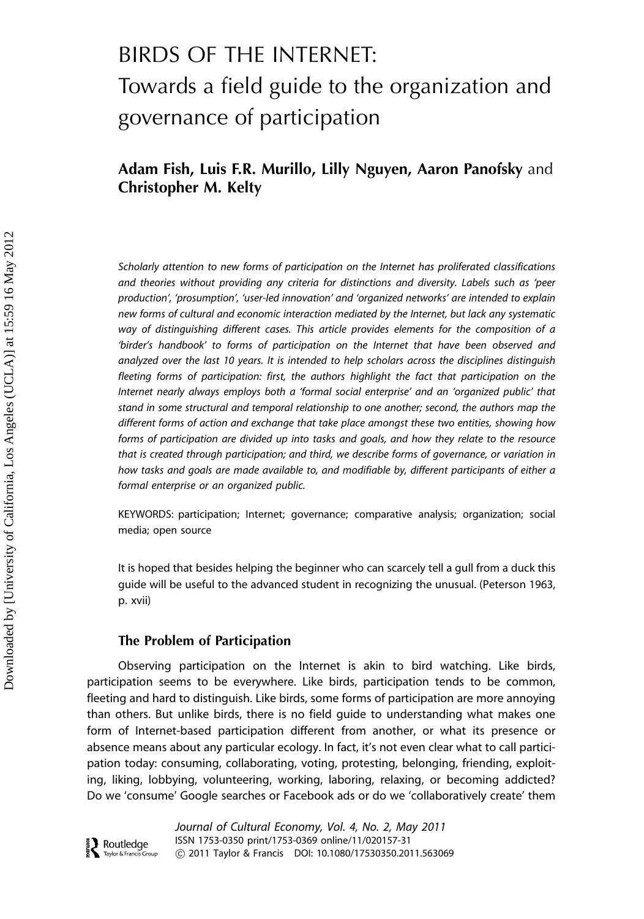# BIRDS OF THE INTERNET:
## Towards a field guide to the organization and governance of participation

**Adam Fish, Luis F.R. Murillo, Lilly Nguyen, Aaron Panofsky** and **Christopher M. Kelty**

*Scholarly attention to new forms of participation on the Internet has proliferated classifications and theories without providing any criteria for distinctions and diversity. Labels such as 'peer production', 'prosumption', 'user-led innovation' and 'organized networks' are intended to explain new forms of cultural and economic interaction mediated by the Internet, but lack any systematic way of distinguishing different cases. This article provides elements for the composition of a 'birder's handbook' to forms of participation on the Internet that have been observed and analyzed over the last 10 years. It is intended to help scholars across the disciplines distinguish fleeting forms of participation: first, the authors highlight the fact that participation on the Internet nearly always employs both a 'formal social enterprise' and an 'organized public' that stand in some structural and temporal relationship to one another; second, the authors map the different forms of action and exchange that take place amongst these two entities, showing how forms of participation are divided up into tasks and goals, and how they relate to the resource that is created through participation; and third, we describe forms of governance, or variation in how tasks and goals are made available to, and modifiable by, different participants of either a formal enterprise or an organized public.*

KEYWORDS: participation; Internet; governance; comparative analysis; organization; social media; open source

It is hoped that besides helping the beginner who can scarcely tell a gull from a duck this guide will be useful to the advanced student in recognizing the unusual. (Peterson 1963, p. xvii)

### The Problem of Participation

Observing participation on the Internet is akin to bird watching. Like birds, participation seems to be everywhere. Like birds, participation tends to be common, fleeting and hard to distinguish. Like birds, some forms of participation are more annoying than others. But unlike birds, there is no field guide to understanding what makes one form of Internet-based participation different from another, or what its presence or absence means about any particular ecology. In fact, it's not even clear what to call participation today: consuming, collaborating, voting, protesting, belonging, friending, exploiting, liking, lobbying, volunteering, working, laboring, relaxing, or becoming addicted? Do we 'consume' Google searches or Facebook ads or do we 'collaboratively create' them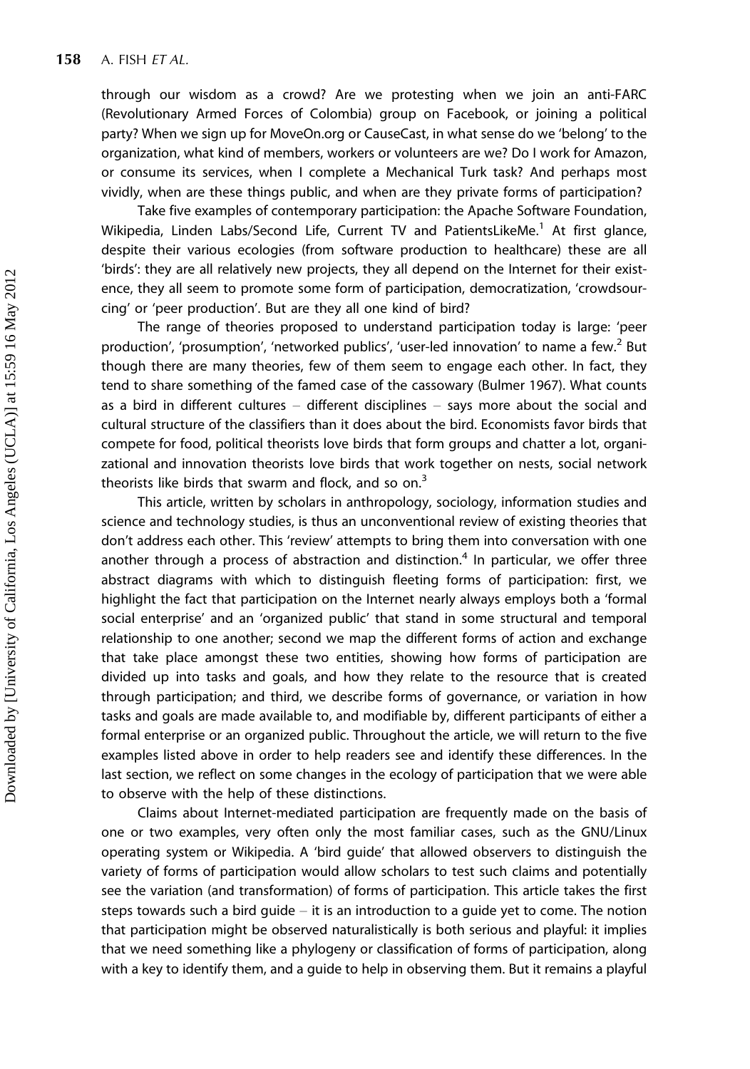through our wisdom as a crowd? Are we protesting when we join an anti-FARC (Revolutionary Armed Forces of Colombia) group on Facebook, or joining a political party? When we sign up for MoveOn.org or CauseCast, in what sense do we 'belong' to the organization, what kind of members, workers or volunteers are we? Do I work for Amazon, or consume its services, when I complete a Mechanical Turk task? And perhaps most vividly, when are these things public, and when are they private forms of participation?

Take five examples of contemporary participation: the Apache Software Foundation, Wikipedia, Linden Labs/Second Life, Current TV and PatientsLikeMe.[1] At first glance, despite their various ecologies (from software production to healthcare) these are all 'birds': they are all relatively new projects, they all depend on the Internet for their existence, they all seem to promote some form of participation, democratization, 'crowdsourcing' or 'peer production'. But are they all one kind of bird?

The range of theories proposed to understand participation today is large: 'peer production', 'prosumption', 'networked publics', 'user-led innovation' to name a few.[2] But though there are many theories, few of them seem to engage each other. In fact, they tend to share something of the famed case of the cassowary (Bulmer 1967). What counts as a bird in different cultures – different disciplines – says more about the social and cultural structure of the classifiers than it does about the bird. Economists favor birds that compete for food, political theorists love birds that form groups and chatter a lot, organizational and innovation theorists love birds that work together on nests, social network theorists like birds that swarm and flock, and so on.[3]

This article, written by scholars in anthropology, sociology, information studies and science and technology studies, is thus an unconventional review of existing theories that don't address each other. This 'review' attempts to bring them into conversation with one another through a process of abstraction and distinction.[4] In particular, we offer three abstract diagrams with which to distinguish fleeting forms of participation: first, we highlight the fact that participation on the Internet nearly always employs both a 'formal social enterprise' and an 'organized public' that stand in some structural and temporal relationship to one another; second we map the different forms of action and exchange that take place amongst these two entities, showing how forms of participation are divided up into tasks and goals, and how they relate to the resource that is created through participation; and third, we describe forms of governance, or variation in how tasks and goals are made available to, and modifiable by, different participants of either a formal enterprise or an organized public. Throughout the article, we will return to the five examples listed above in order to help readers see and identify these differences. In the last section, we reflect on some changes in the ecology of participation that we were able to observe with the help of these distinctions.

Claims about Internet-mediated participation are frequently made on the basis of one or two examples, very often only the most familiar cases, such as the GNU/Linux operating system or Wikipedia. A 'bird guide' that allowed observers to distinguish the variety of forms of participation would allow scholars to test such claims and potentially see the variation (and transformation) of forms of participation. This article takes the first steps towards such a bird guide – it is an introduction to a guide yet to come. The notion that participation might be observed naturalistically is both serious and playful: it implies that we need something like a phylogeny or classification of forms of participation, along with a key to identify them, and a guide to help in observing them. But it remains a playful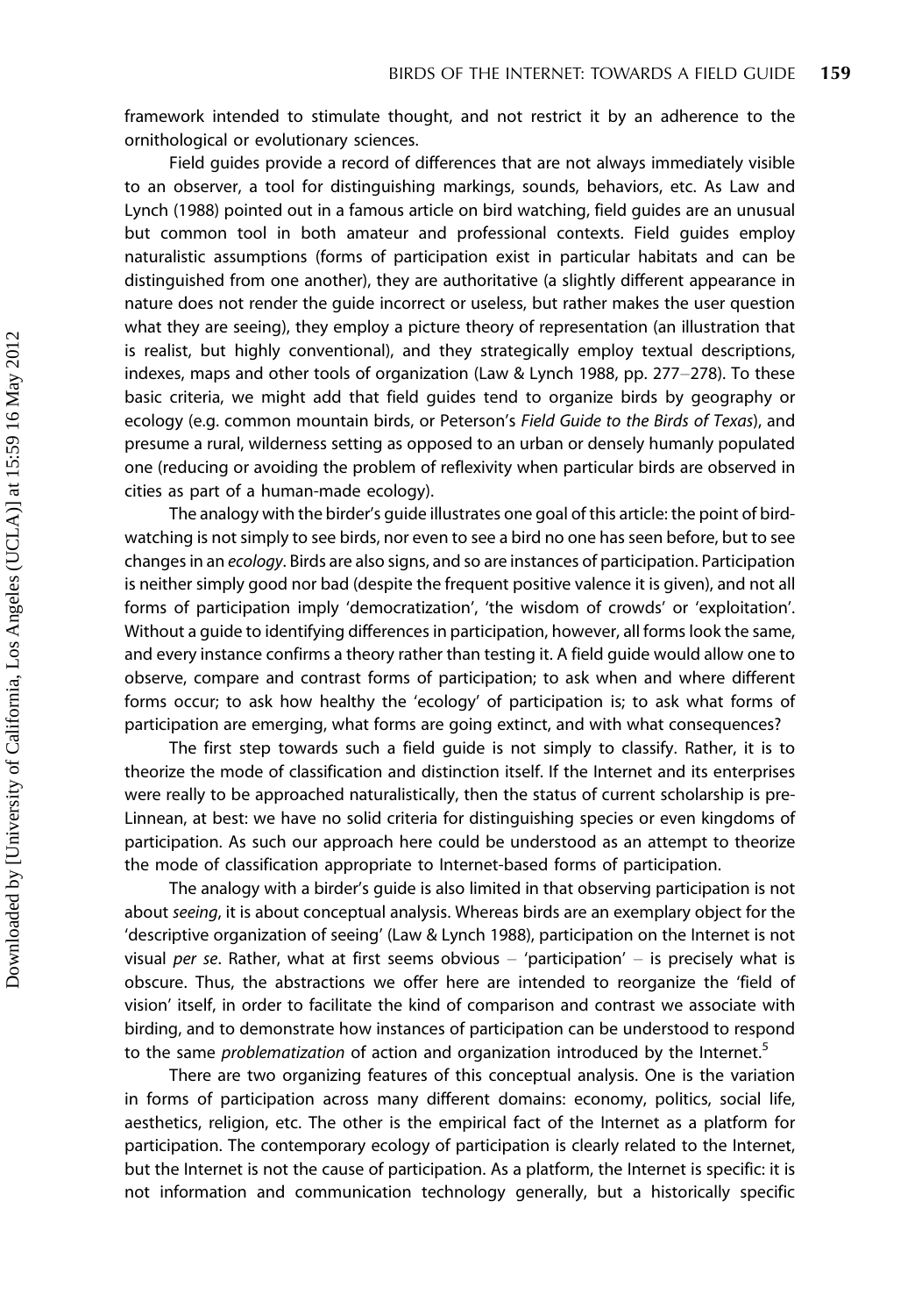framework intended to stimulate thought, and not restrict it by an adherence to the ornithological or evolutionary sciences.

Field guides provide a record of differences that are not always immediately visible to an observer, a tool for distinguishing markings, sounds, behaviors, etc. As Law and Lynch (1988) pointed out in a famous article on bird watching, field guides are an unusual but common tool in both amateur and professional contexts. Field guides employ naturalistic assumptions (forms of participation exist in particular habitats and can be distinguished from one another), they are authoritative (a slightly different appearance in nature does not render the guide incorrect or useless, but rather makes the user question what they are seeing), they employ a picture theory of representation (an illustration that is realist, but highly conventional), and they strategically employ textual descriptions, indexes, maps and other tools of organization (Law & Lynch 1988, pp. 277–278). To these basic criteria, we might add that field guides tend to organize birds by geography or ecology (e.g. common mountain birds, or Peterson's *Field Guide to the Birds of Texas*), and presume a rural, wilderness setting as opposed to an urban or densely humanly populated one (reducing or avoiding the problem of reflexivity when particular birds are observed in cities as part of a human-made ecology).

The analogy with the birder's guide illustrates one goal of this article: the point of bird-watching is not simply to see birds, nor even to see a bird no one has seen before, but to see changes in an *ecology*. Birds are also signs, and so are instances of participation. Participation is neither simply good nor bad (despite the frequent positive valence it is given), and not all forms of participation imply 'democratization', 'the wisdom of crowds' or 'exploitation'. Without a guide to identifying differences in participation, however, all forms look the same, and every instance confirms a theory rather than testing it. A field guide would allow one to observe, compare and contrast forms of participation; to ask when and where different forms occur; to ask how healthy the 'ecology' of participation is; to ask what forms of participation are emerging, what forms are going extinct, and with what consequences?

The first step towards such a field guide is not simply to classify. Rather, it is to theorize the mode of classification and distinction itself. If the Internet and its enterprises were really to be approached naturalistically, then the status of current scholarship is pre-Linnean, at best: we have no solid criteria for distinguishing species or even kingdoms of participation. As such our approach here could be understood as an attempt to theorize the mode of classification appropriate to Internet-based forms of participation.

The analogy with a birder's guide is also limited in that observing participation is not about *seeing*, it is about conceptual analysis. Whereas birds are an exemplary object for the 'descriptive organization of seeing' (Law & Lynch 1988), participation on the Internet is not visual *per se*. Rather, what at first seems obvious – 'participation' – is precisely what is obscure. Thus, the abstractions we offer here are intended to reorganize the 'field of vision' itself, in order to facilitate the kind of comparison and contrast we associate with birding, and to demonstrate how instances of participation can be understood to respond to the same *problematization* of action and organization introduced by the Internet.[5]

There are two organizing features of this conceptual analysis. One is the variation in forms of participation across many different domains: economy, politics, social life, aesthetics, religion, etc. The other is the empirical fact of the Internet as a platform for participation. The contemporary ecology of participation is clearly related to the Internet, but the Internet is not the cause of participation. As a platform, the Internet is specific: it is not information and communication technology generally, but a historically specific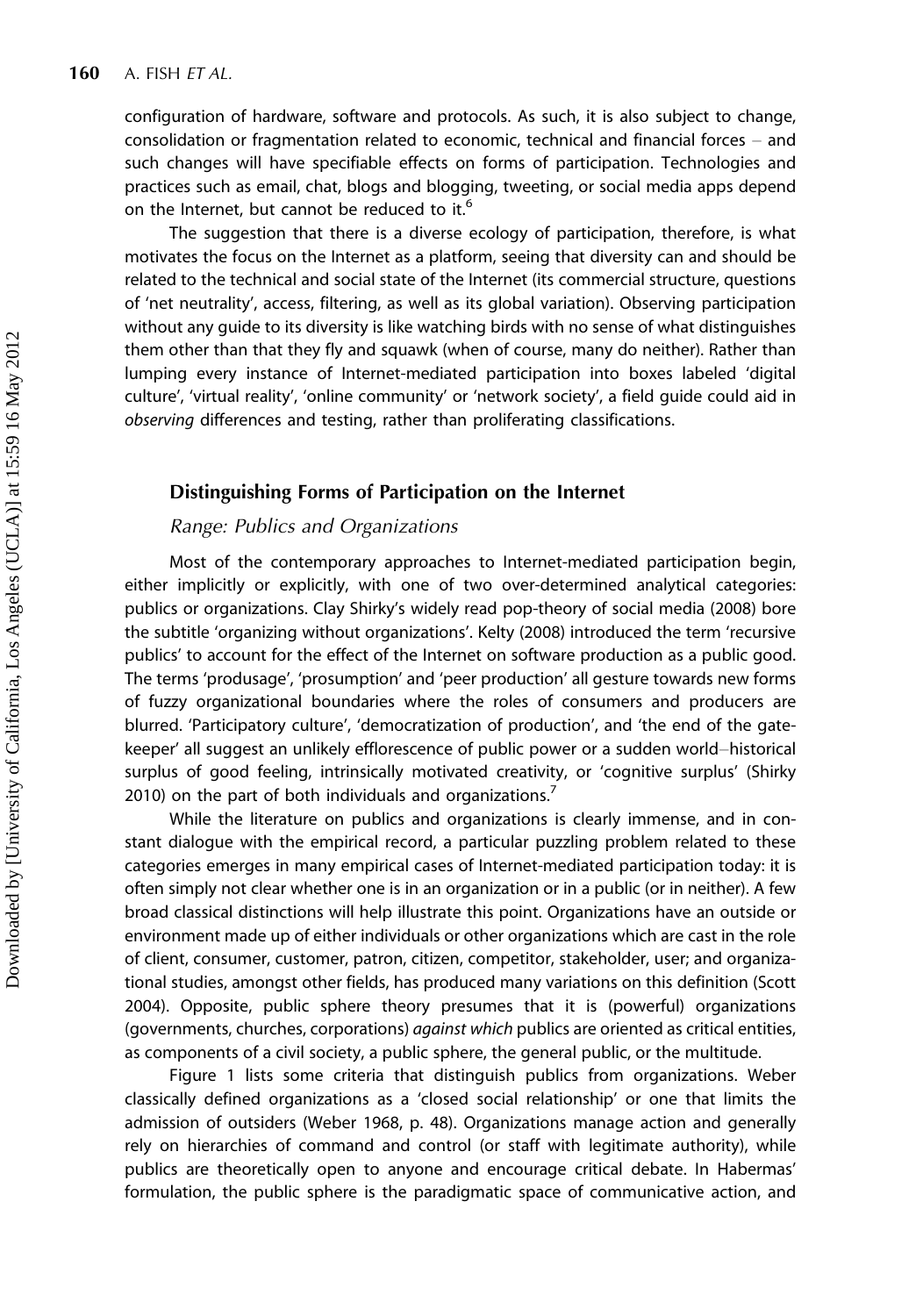configuration of hardware, software and protocols. As such, it is also subject to change, consolidation or fragmentation related to economic, technical and financial forces – and such changes will have specifiable effects on forms of participation. Technologies and practices such as email, chat, blogs and blogging, tweeting, or social media apps depend on the Internet, but cannot be reduced to it.[6]

The suggestion that there is a diverse ecology of participation, therefore, is what motivates the focus on the Internet as a platform, seeing that diversity can and should be related to the technical and social state of the Internet (its commercial structure, questions of 'net neutrality', access, filtering, as well as its global variation). Observing participation without any guide to its diversity is like watching birds with no sense of what distinguishes them other than that they fly and squawk (when of course, many do neither). Rather than lumping every instance of Internet-mediated participation into boxes labeled 'digital culture', 'virtual reality', 'online community' or 'network society', a field guide could aid in *observing* differences and testing, rather than proliferating classifications.

## Distinguishing Forms of Participation on the Internet

### *Range: Publics and Organizations*

Most of the contemporary approaches to Internet-mediated participation begin, either implicitly or explicitly, with one of two over-determined analytical categories: publics or organizations. Clay Shirky's widely read pop-theory of social media (2008) bore the subtitle 'organizing without organizations'. Kelty (2008) introduced the term 'recursive publics' to account for the effect of the Internet on software production as a public good. The terms 'produsage', 'prosumption' and 'peer production' all gesture towards new forms of fuzzy organizational boundaries where the roles of consumers and producers are blurred. 'Participatory culture', 'democratization of production', and 'the end of the gate-keeper' all suggest an unlikely efflorescence of public power or a sudden world–historical surplus of good feeling, intrinsically motivated creativity, or 'cognitive surplus' (Shirky 2010) on the part of both individuals and organizations.[7]

While the literature on publics and organizations is clearly immense, and in constant dialogue with the empirical record, a particular puzzling problem related to these categories emerges in many empirical cases of Internet-mediated participation today: it is often simply not clear whether one is in an organization or in a public (or in neither). A few broad classical distinctions will help illustrate this point. Organizations have an outside or environment made up of either individuals or other organizations which are cast in the role of client, consumer, customer, patron, citizen, competitor, stakeholder, user; and organizational studies, amongst other fields, has produced many variations on this definition (Scott 2004). Opposite, public sphere theory presumes that it is (powerful) organizations (governments, churches, corporations) *against which* publics are oriented as critical entities, as components of a civil society, a public sphere, the general public, or the multitude.

Figure 1 lists some criteria that distinguish publics from organizations. Weber classically defined organizations as a 'closed social relationship' or one that limits the admission of outsiders (Weber 1968, p. 48). Organizations manage action and generally rely on hierarchies of command and control (or staff with legitimate authority), while publics are theoretically open to anyone and encourage critical debate. In Habermas' formulation, the public sphere is the paradigmatic space of communicative action, and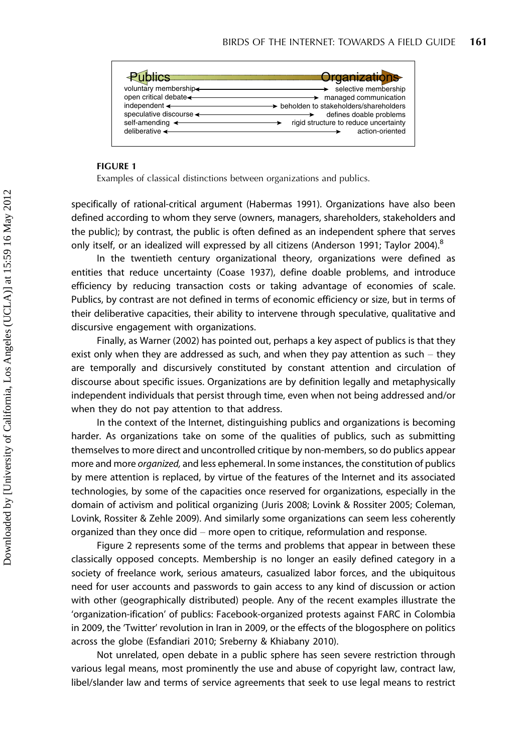| Publics | Organizations |
| --- | --- |
| voluntary membership | selective membership |
| open critical debate | managed communication |
| independent | beholden to stakeholders/shareholders |
| speculative discourse | defines doable problems |
| self-amending | rigid structure to reduce uncertainty |
| deliberative | action-oriented |

**FIGURE 1**

Examples of classical distinctions between organizations and publics.

specifically of rational-critical argument (Habermas 1991). Organizations have also been defined according to whom they serve (owners, managers, shareholders, stakeholders and the public); by contrast, the public is often defined as an independent sphere that serves only itself, or an idealized will expressed by all citizens (Anderson 1991; Taylor 2004).[8]

In the twentieth century organizational theory, organizations were defined as entities that reduce uncertainty (Coase 1937), define doable problems, and introduce efficiency by reducing transaction costs or taking advantage of economies of scale. Publics, by contrast are not defined in terms of economic efficiency or size, but in terms of their deliberative capacities, their ability to intervene through speculative, qualitative and discursive engagement with organizations.

Finally, as Warner (2002) has pointed out, perhaps a key aspect of publics is that they exist only when they are addressed as such, and when they pay attention as such – they are temporally and discursively constituted by constant attention and circulation of discourse about specific issues. Organizations are by definition legally and metaphysically independent individuals that persist through time, even when not being addressed and/or when they do not pay attention to that address.

In the context of the Internet, distinguishing publics and organizations is becoming harder. As organizations take on some of the qualities of publics, such as submitting themselves to more direct and uncontrolled critique by non-members, so do publics appear more and more *organized,* and less ephemeral. In some instances, the constitution of publics by mere attention is replaced, by virtue of the features of the Internet and its associated technologies, by some of the capacities once reserved for organizations, especially in the domain of activism and political organizing (Juris 2008; Lovink & Rossiter 2005; Coleman, Lovink, Rossiter & Zehle 2009). And similarly some organizations can seem less coherently organized than they once did – more open to critique, reformulation and response.

Figure 2 represents some of the terms and problems that appear in between these classically opposed concepts. Membership is no longer an easily defined category in a society of freelance work, serious amateurs, casualized labor forces, and the ubiquitous need for user accounts and passwords to gain access to any kind of discussion or action with other (geographically distributed) people. Any of the recent examples illustrate the 'organization-ification' of publics: Facebook-organized protests against FARC in Colombia in 2009, the 'Twitter' revolution in Iran in 2009, or the effects of the blogosphere on politics across the globe (Esfandiari 2010; Sreberny & Khiabany 2010).

Not unrelated, open debate in a public sphere has seen severe restriction through various legal means, most prominently the use and abuse of copyright law, contract law, libel/slander law and terms of service agreements that seek to use legal means to restrict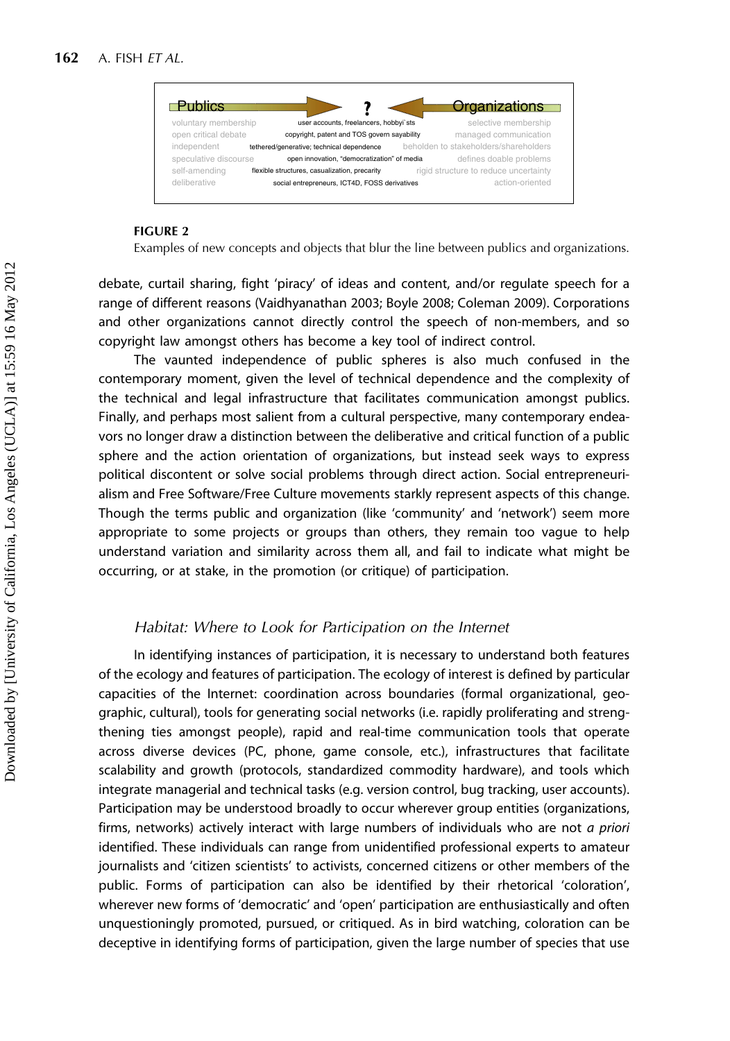| Publics | ? | Organizations |
|---|---|---|
| voluntary membership | user accounts, freelancers, hobbyists | selective membership |
| open critical debate | copyright, patent and TOS govern sayability | managed communication |
| independent | tethered/generative; technical dependence | beholden to stakeholders/shareholders |
| speculative discourse | open innovation, "democratization" of media | defines doable problems |
| self-amending | flexible structures, casualization, precarity | rigid structure to reduce uncertainty |
| deliberative | social entrepreneurs, ICT4D, FOSS derivatives | action-oriented |

**FIGURE 2**

Examples of new concepts and objects that blur the line between publics and organizations.

debate, curtail sharing, fight 'piracy' of ideas and content, and/or regulate speech for a range of different reasons (Vaidhyanathan 2003; Boyle 2008; Coleman 2009). Corporations and other organizations cannot directly control the speech of non-members, and so copyright law amongst others has become a key tool of indirect control.

The vaunted independence of public spheres is also much confused in the contemporary moment, given the level of technical dependence and the complexity of the technical and legal infrastructure that facilitates communication amongst publics. Finally, and perhaps most salient from a cultural perspective, many contemporary endeavors no longer draw a distinction between the deliberative and critical function of a public sphere and the action orientation of organizations, but instead seek ways to express political discontent or solve social problems through direct action. Social entrepreneurialism and Free Software/Free Culture movements starkly represent aspects of this change. Though the terms public and organization (like 'community' and 'network') seem more appropriate to some projects or groups than others, they remain too vague to help understand variation and similarity across them all, and fail to indicate what might be occurring, or at stake, in the promotion (or critique) of participation.

### *Habitat: Where to Look for Participation on the Internet*

In identifying instances of participation, it is necessary to understand both features of the ecology and features of participation. The ecology of interest is defined by particular capacities of the Internet: coordination across boundaries (formal organizational, geographic, cultural), tools for generating social networks (i.e. rapidly proliferating and strengthening ties amongst people), rapid and real-time communication tools that operate across diverse devices (PC, phone, game console, etc.), infrastructures that facilitate scalability and growth (protocols, standardized commodity hardware), and tools which integrate managerial and technical tasks (e.g. version control, bug tracking, user accounts). Participation may be understood broadly to occur wherever group entities (organizations, firms, networks) actively interact with large numbers of individuals who are not *a priori* identified. These individuals can range from unidentified professional experts to amateur journalists and 'citizen scientists' to activists, concerned citizens or other members of the public. Forms of participation can also be identified by their rhetorical 'coloration', wherever new forms of 'democratic' and 'open' participation are enthusiastically and often unquestioningly promoted, pursued, or critiqued. As in bird watching, coloration can be deceptive in identifying forms of participation, given the large number of species that use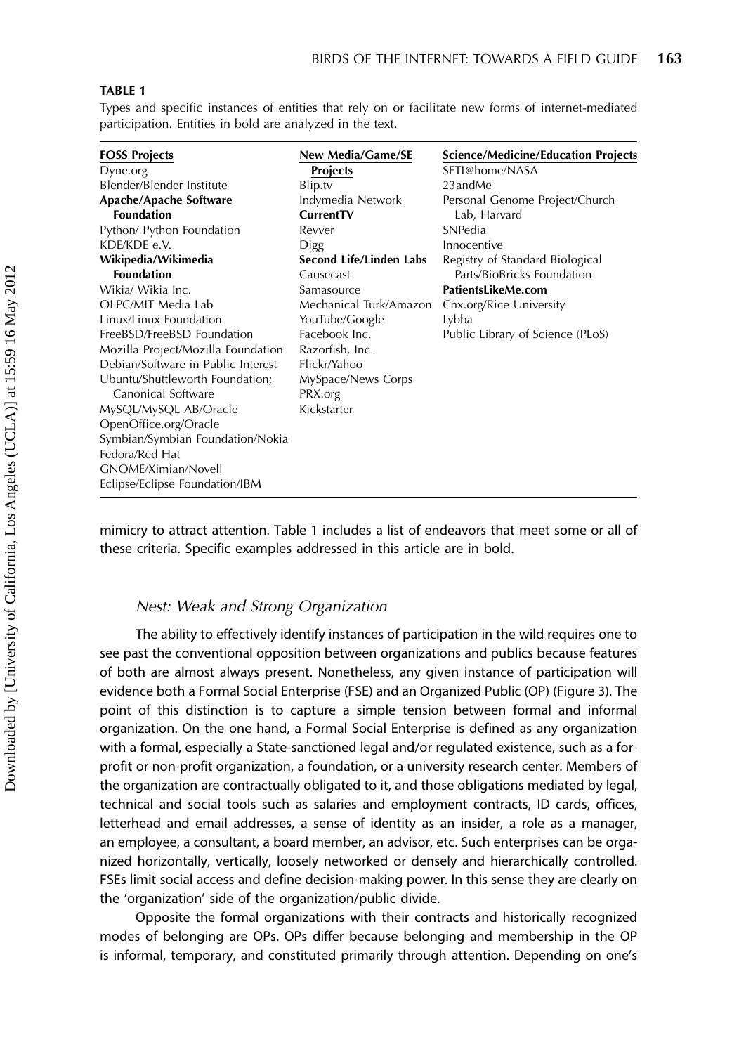**TABLE 1**

Types and specific instances of entities that rely on or facilitate new forms of internet-mediated participation. Entities in bold are analyzed in the text.

| FOSS Projects | New Media/Game/SE Projects | Science/Medicine/Education Projects |
|---|---|---|
| Dyne.org | Blip.tv | SETI@home/NASA |
| Blender/Blender Institute | Indymedia Network | 23andMe |
| **Apache/Apache Software Foundation** | **CurrentTV** | Personal Genome Project/Church Lab, Harvard |
| Python/ Python Foundation | Revver | SNPedia |
| KDE/KDE e.V. | Digg | Innocentive |
| **Wikipedia/Wikimedia Foundation** | **Second Life/Linden Labs** | Registry of Standard Biological Parts/BioBricks Foundation |
| Wikia/ Wikia Inc. | Causecast | **PatientsLikeMe.com** |
| OLPC/MIT Media Lab | Samasource | Cnx.org/Rice University |
| Linux/Linux Foundation | Mechanical Turk/Amazon | Lybba |
| FreeBSD/FreeBSD Foundation | YouTube/Google | Public Library of Science (PLoS) |
| Mozilla Project/Mozilla Foundation | Facebook Inc. | |
| Debian/Software in Public Interest | Razorfish, Inc. | |
| Ubuntu/Shuttleworth Foundation; Canonical Software | Flickr/Yahoo | |
| MySQL/MySQL AB/Oracle | MySpace/News Corps | |
| OpenOffice.org/Oracle | PRX.org | |
| Symbian/Symbian Foundation/Nokia | Kickstarter | |
| Fedora/Red Hat | | |
| GNOME/Ximian/Novell | | |
| Eclipse/Eclipse Foundation/IBM | | |

mimicry to attract attention. Table 1 includes a list of endeavors that meet some or all of these criteria. Specific examples addressed in this article are in bold.

### *Nest: Weak and Strong Organization*

The ability to effectively identify instances of participation in the wild requires one to see past the conventional opposition between organizations and publics because features of both are almost always present. Nonetheless, any given instance of participation will evidence both a Formal Social Enterprise (FSE) and an Organized Public (OP) (Figure 3). The point of this distinction is to capture a simple tension between formal and informal organization. On the one hand, a Formal Social Enterprise is defined as any organization with a formal, especially a State-sanctioned legal and/or regulated existence, such as a for-profit or non-profit organization, a foundation, or a university research center. Members of the organization are contractually obligated to it, and those obligations mediated by legal, technical and social tools such as salaries and employment contracts, ID cards, offices, letterhead and email addresses, a sense of identity as an insider, a role as a manager, an employee, a consultant, a board member, an advisor, etc. Such enterprises can be organized horizontally, vertically, loosely networked or densely and hierarchically controlled. FSEs limit social access and define decision-making power. In this sense they are clearly on the 'organization' side of the organization/public divide.

Opposite the formal organizations with their contracts and historically recognized modes of belonging are OPs. OPs differ because belonging and membership in the OP is informal, temporary, and constituted primarily through attention. Depending on one's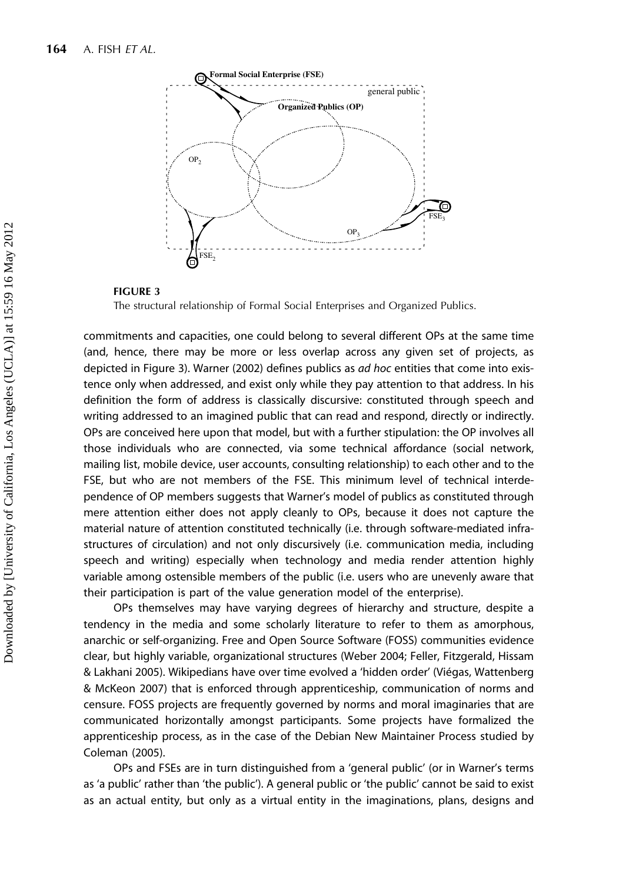**FIGURE 3**

The structural relationship of Formal Social Enterprises and Organized Publics.

commitments and capacities, one could belong to several different OPs at the same time (and, hence, there may be more or less overlap across any given set of projects, as depicted in Figure 3). Warner (2002) defines publics as *ad hoc* entities that come into existence only when addressed, and exist only while they pay attention to that address. In his definition the form of address is classically discursive: constituted through speech and writing addressed to an imagined public that can read and respond, directly or indirectly. OPs are conceived here upon that model, but with a further stipulation: the OP involves all those individuals who are connected, via some technical affordance (social network, mailing list, mobile device, user accounts, consulting relationship) to each other and to the FSE, but who are not members of the FSE. This minimum level of technical interdependence of OP members suggests that Warner's model of publics as constituted through mere attention either does not apply cleanly to OPs, because it does not capture the material nature of attention constituted technically (i.e. through software-mediated infrastructures of circulation) and not only discursively (i.e. communication media, including speech and writing) especially when technology and media render attention highly variable among ostensible members of the public (i.e. users who are unevenly aware that their participation is part of the value generation model of the enterprise).

OPs themselves may have varying degrees of hierarchy and structure, despite a tendency in the media and some scholarly literature to refer to them as amorphous, anarchic or self-organizing. Free and Open Source Software (FOSS) communities evidence clear, but highly variable, organizational structures (Weber 2004; Feller, Fitzgerald, Hissam & Lakhani 2005). Wikipedians have over time evolved a 'hidden order' (Viégas, Wattenberg & McKeon 2007) that is enforced through apprenticeship, communication of norms and censure. FOSS projects are frequently governed by norms and moral imaginaries that are communicated horizontally amongst participants. Some projects have formalized the apprenticeship process, as in the case of the Debian New Maintainer Process studied by Coleman (2005).

OPs and FSEs are in turn distinguished from a 'general public' (or in Warner's terms as 'a public' rather than 'the public'). A general public or 'the public' cannot be said to exist as an actual entity, but only as a virtual entity in the imaginations, plans, designs and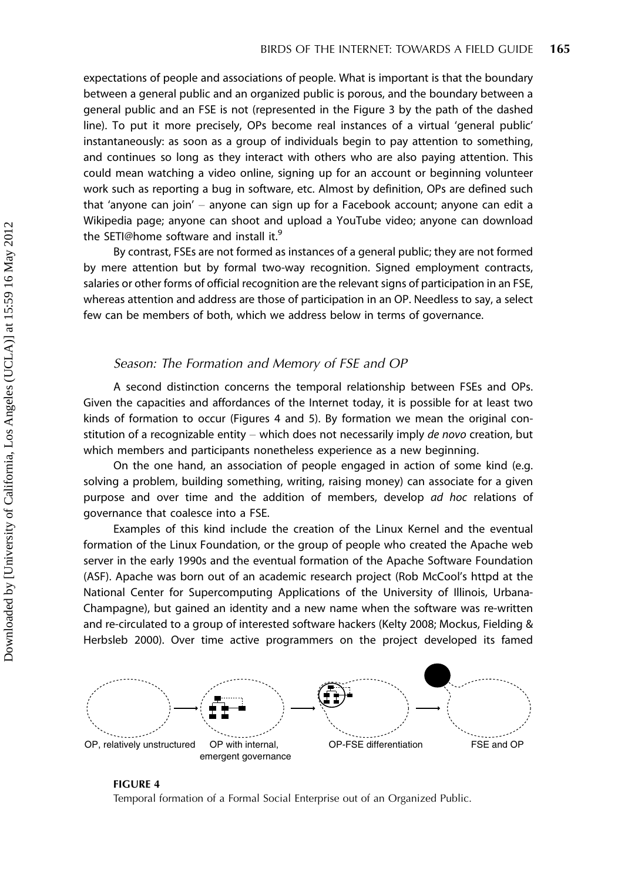expectations of people and associations of people. What is important is that the boundary between a general public and an organized public is porous, and the boundary between a general public and an FSE is not (represented in the Figure 3 by the path of the dashed line). To put it more precisely, OPs become real instances of a virtual 'general public' instantaneously: as soon as a group of individuals begin to pay attention to something, and continues so long as they interact with others who are also paying attention. This could mean watching a video online, signing up for an account or beginning volunteer work such as reporting a bug in software, etc. Almost by definition, OPs are defined such that 'anyone can join' – anyone can sign up for a Facebook account; anyone can edit a Wikipedia page; anyone can shoot and upload a YouTube video; anyone can download the SETI@home software and install it.[9]

By contrast, FSEs are not formed as instances of a general public; they are not formed by mere attention but by formal two-way recognition. Signed employment contracts, salaries or other forms of official recognition are the relevant signs of participation in an FSE, whereas attention and address are those of participation in an OP. Needless to say, a select few can be members of both, which we address below in terms of governance.

### *Season: The Formation and Memory of FSE and OP*

A second distinction concerns the temporal relationship between FSEs and OPs. Given the capacities and affordances of the Internet today, it is possible for at least two kinds of formation to occur (Figures 4 and 5). By formation we mean the original constitution of a recognizable entity – which does not necessarily imply *de novo* creation, but which members and participants nonetheless experience as a new beginning.

On the one hand, an association of people engaged in action of some kind (e.g. solving a problem, building something, writing, raising money) can associate for a given purpose and over time and the addition of members, develop *ad hoc* relations of governance that coalesce into a FSE.

Examples of this kind include the creation of the Linux Kernel and the eventual formation of the Linux Foundation, or the group of people who created the Apache web server in the early 1990s and the eventual formation of the Apache Software Foundation (ASF). Apache was born out of an academic research project (Rob McCool's httpd at the National Center for Supercomputing Applications of the University of Illinois, Urbana-Champagne), but gained an identity and a new name when the software was re-written and re-circulated to a group of interested software hackers (Kelty 2008; Mockus, Fielding & Herbsleb 2000). Over time active programmers on the project developed its famed

OP, relatively unstructured → OP with internal, emergent governance → OP-FSE differentiation → FSE and OP

**FIGURE 4**

Temporal formation of a Formal Social Enterprise out of an Organized Public.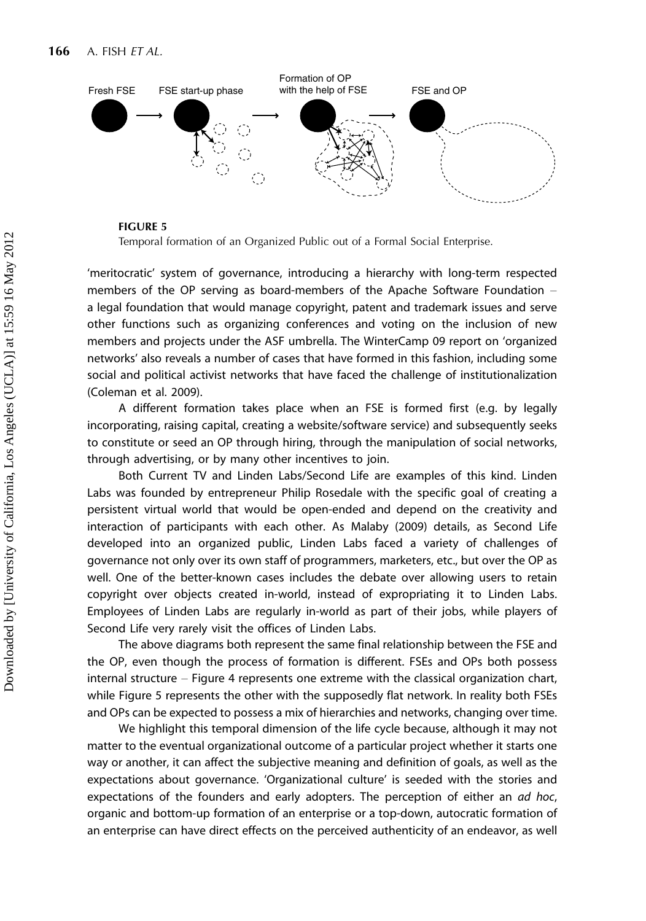Fresh FSE    FSE start-up phase    Formation of OP with the help of FSE    FSE and OP

**FIGURE 5**
Temporal formation of an Organized Public out of a Formal Social Enterprise.

'meritocratic' system of governance, introducing a hierarchy with long-term respected members of the OP serving as board-members of the Apache Software Foundation – a legal foundation that would manage copyright, patent and trademark issues and serve other functions such as organizing conferences and voting on the inclusion of new members and projects under the ASF umbrella. The WinterCamp 09 report on 'organized networks' also reveals a number of cases that have formed in this fashion, including some social and political activist networks that have faced the challenge of institutionalization (Coleman et al. 2009).

A different formation takes place when an FSE is formed first (e.g. by legally incorporating, raising capital, creating a website/software service) and subsequently seeks to constitute or seed an OP through hiring, through the manipulation of social networks, through advertising, or by many other incentives to join.

Both Current TV and Linden Labs/Second Life are examples of this kind. Linden Labs was founded by entrepreneur Philip Rosedale with the specific goal of creating a persistent virtual world that would be open-ended and depend on the creativity and interaction of participants with each other. As Malaby (2009) details, as Second Life developed into an organized public, Linden Labs faced a variety of challenges of governance not only over its own staff of programmers, marketers, etc., but over the OP as well. One of the better-known cases includes the debate over allowing users to retain copyright over objects created in-world, instead of expropriating it to Linden Labs. Employees of Linden Labs are regularly in-world as part of their jobs, while players of Second Life very rarely visit the offices of Linden Labs.

The above diagrams both represent the same final relationship between the FSE and the OP, even though the process of formation is different. FSEs and OPs both possess internal structure – Figure 4 represents one extreme with the classical organization chart, while Figure 5 represents the other with the supposedly flat network. In reality both FSEs and OPs can be expected to possess a mix of hierarchies and networks, changing over time.

We highlight this temporal dimension of the life cycle because, although it may not matter to the eventual organizational outcome of a particular project whether it starts one way or another, it can affect the subjective meaning and definition of goals, as well as the expectations about governance. 'Organizational culture' is seeded with the stories and expectations of the founders and early adopters. The perception of either an *ad hoc*, organic and bottom-up formation of an enterprise or a top-down, autocratic formation of an enterprise can have direct effects on the perceived authenticity of an endeavor, as well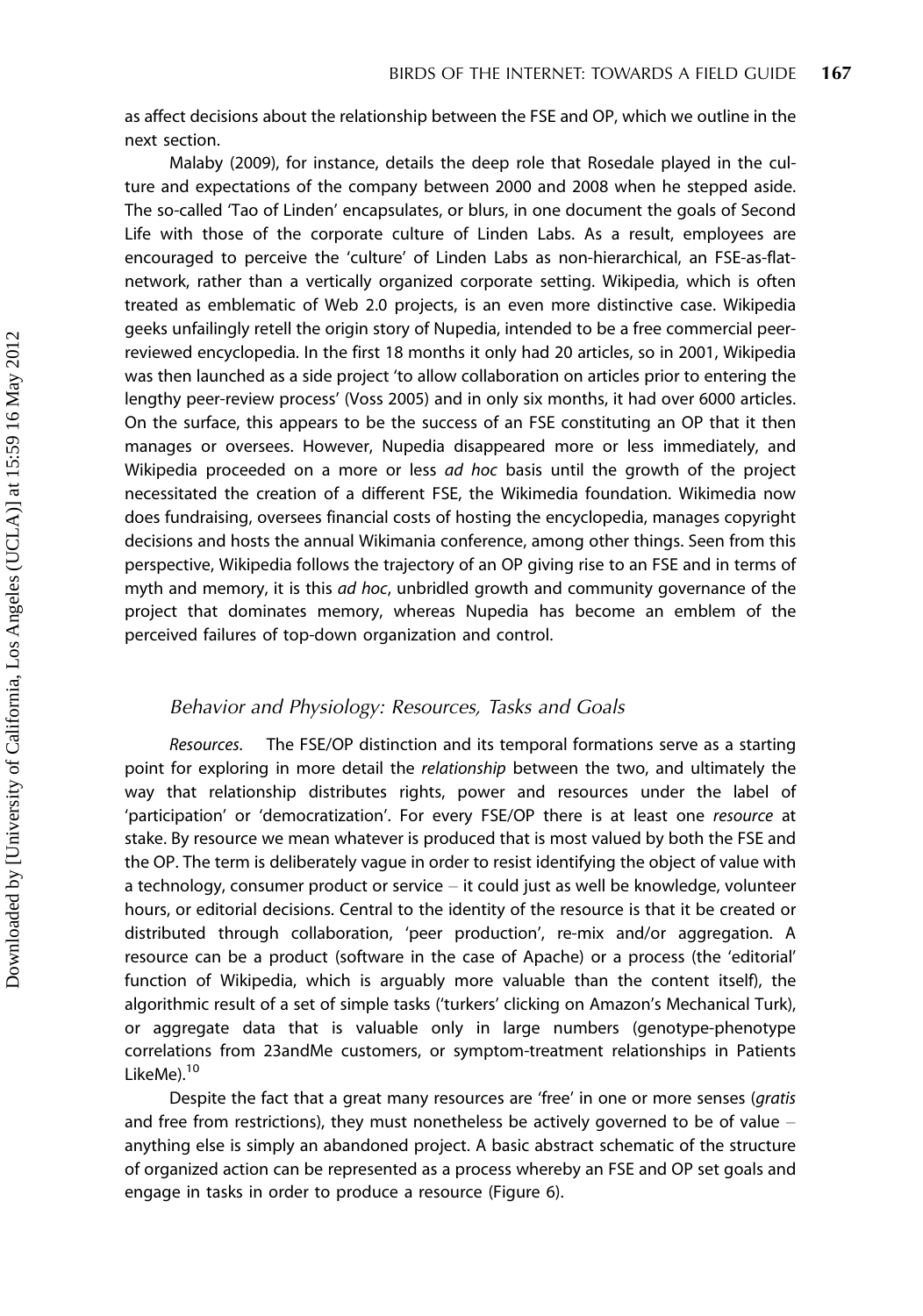as affect decisions about the relationship between the FSE and OP, which we outline in the next section.

Malaby (2009), for instance, details the deep role that Rosedale played in the culture and expectations of the company between 2000 and 2008 when he stepped aside. The so-called 'Tao of Linden' encapsulates, or blurs, in one document the goals of Second Life with those of the corporate culture of Linden Labs. As a result, employees are encouraged to perceive the 'culture' of Linden Labs as non-hierarchical, an FSE-as-flat-network, rather than a vertically organized corporate setting. Wikipedia, which is often treated as emblematic of Web 2.0 projects, is an even more distinctive case. Wikipedia geeks unfailingly retell the origin story of Nupedia, intended to be a free commercial peer-reviewed encyclopedia. In the first 18 months it only had 20 articles, so in 2001, Wikipedia was then launched as a side project 'to allow collaboration on articles prior to entering the lengthy peer-review process' (Voss 2005) and in only six months, it had over 6000 articles. On the surface, this appears to be the success of an FSE constituting an OP that it then manages or oversees. However, Nupedia disappeared more or less immediately, and Wikipedia proceeded on a more or less *ad hoc* basis until the growth of the project necessitated the creation of a different FSE, the Wikimedia foundation. Wikimedia now does fundraising, oversees financial costs of hosting the encyclopedia, manages copyright decisions and hosts the annual Wikimania conference, among other things. Seen from this perspective, Wikipedia follows the trajectory of an OP giving rise to an FSE and in terms of myth and memory, it is this *ad hoc*, unbridled growth and community governance of the project that dominates memory, whereas Nupedia has become an emblem of the perceived failures of top-down organization and control.

### *Behavior and Physiology: Resources, Tasks and Goals*

*Resources.* The FSE/OP distinction and its temporal formations serve as a starting point for exploring in more detail the *relationship* between the two, and ultimately the way that relationship distributes rights, power and resources under the label of 'participation' or 'democratization'. For every FSE/OP there is at least one *resource* at stake. By resource we mean whatever is produced that is most valued by both the FSE and the OP. The term is deliberately vague in order to resist identifying the object of value with a technology, consumer product or service – it could just as well be knowledge, volunteer hours, or editorial decisions. Central to the identity of the resource is that it be created or distributed through collaboration, 'peer production', re-mix and/or aggregation. A resource can be a product (software in the case of Apache) or a process (the 'editorial' function of Wikipedia, which is arguably more valuable than the content itself), the algorithmic result of a set of simple tasks ('turkers' clicking on Amazon's Mechanical Turk), or aggregate data that is valuable only in large numbers (genotype-phenotype correlations from 23andMe customers, or symptom-treatment relationships in Patients LikeMe).[10]

Despite the fact that a great many resources are 'free' in one or more senses (*gratis* and free from restrictions), they must nonetheless be actively governed to be of value – anything else is simply an abandoned project. A basic abstract schematic of the structure of organized action can be represented as a process whereby an FSE and OP set goals and engage in tasks in order to produce a resource (Figure 6).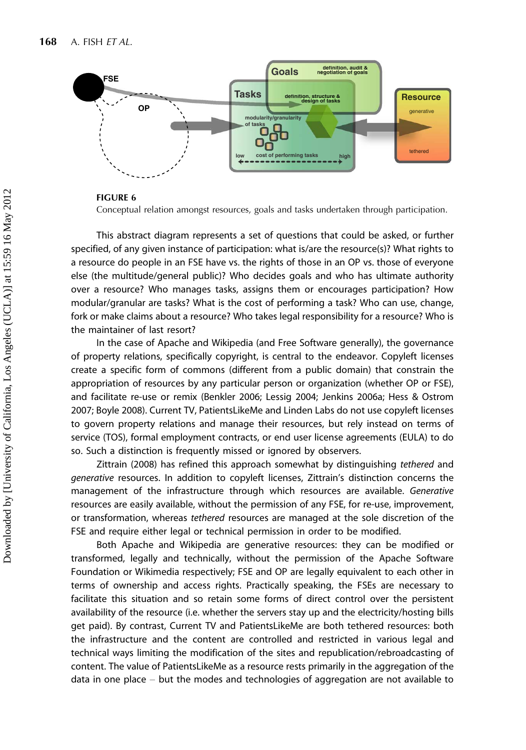**FIGURE 6**
Conceptual relation amongst resources, goals and tasks undertaken through participation.

This abstract diagram represents a set of questions that could be asked, or further specified, of any given instance of participation: what is/are the resource(s)? What rights to a resource do people in an FSE have vs. the rights of those in an OP vs. those of everyone else (the multitude/general public)? Who decides goals and who has ultimate authority over a resource? Who manages tasks, assigns them or encourages participation? How modular/granular are tasks? What is the cost of performing a task? Who can use, change, fork or make claims about a resource? Who takes legal responsibility for a resource? Who is the maintainer of last resort?

In the case of Apache and Wikipedia (and Free Software generally), the governance of property relations, specifically copyright, is central to the endeavor. Copyleft licenses create a specific form of commons (different from a public domain) that constrain the appropriation of resources by any particular person or organization (whether OP or FSE), and facilitate re-use or remix (Benkler 2006; Lessig 2004; Jenkins 2006a; Hess & Ostrom 2007; Boyle 2008). Current TV, PatientsLikeMe and Linden Labs do not use copyleft licenses to govern property relations and manage their resources, but rely instead on terms of service (TOS), formal employment contracts, or end user license agreements (EULA) to do so. Such a distinction is frequently missed or ignored by observers.

Zittrain (2008) has refined this approach somewhat by distinguishing *tethered* and *generative* resources. In addition to copyleft licenses, Zittrain's distinction concerns the management of the infrastructure through which resources are available. *Generative* resources are easily available, without the permission of any FSE, for re-use, improvement, or transformation, whereas *tethered* resources are managed at the sole discretion of the FSE and require either legal or technical permission in order to be modified.

Both Apache and Wikipedia are generative resources: they can be modified or transformed, legally and technically, without the permission of the Apache Software Foundation or Wikimedia respectively; FSE and OP are legally equivalent to each other in terms of ownership and access rights. Practically speaking, the FSEs are necessary to facilitate this situation and so retain some forms of direct control over the persistent availability of the resource (i.e. whether the servers stay up and the electricity/hosting bills get paid). By contrast, Current TV and PatientsLikeMe are both tethered resources: both the infrastructure and the content are controlled and restricted in various legal and technical ways limiting the modification of the sites and republication/rebroadcasting of content. The value of PatientsLikeMe as a resource rests primarily in the aggregation of the data in one place – but the modes and technologies of aggregation are not available to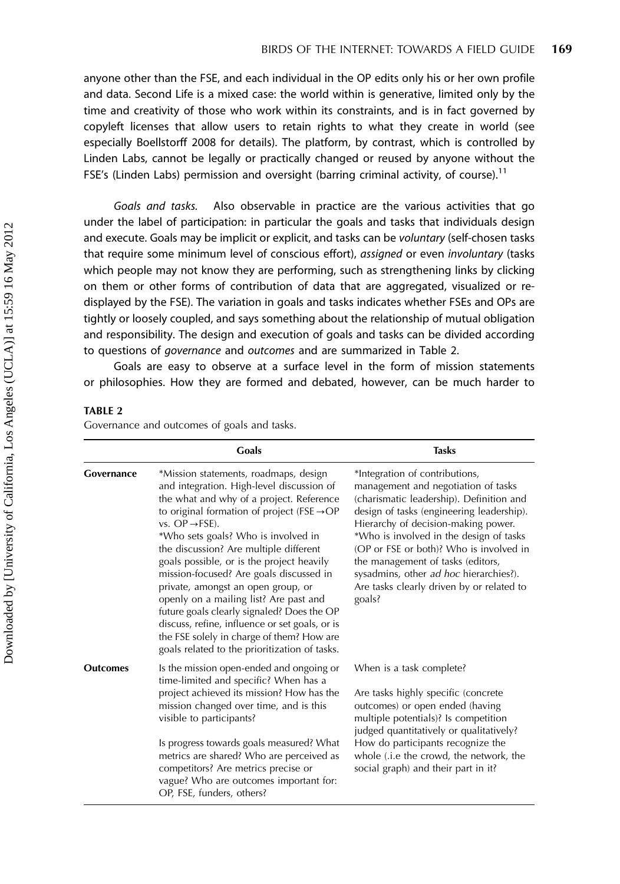anyone other than the FSE, and each individual in the OP edits only his or her own profile and data. Second Life is a mixed case: the world within is generative, limited only by the time and creativity of those who work within its constraints, and is in fact governed by copyleft licenses that allow users to retain rights to what they create in world (see especially Boellstorff 2008 for details). The platform, by contrast, which is controlled by Linden Labs, cannot be legally or practically changed or reused by anyone without the FSE's (Linden Labs) permission and oversight (barring criminal activity, of course).[11]

*Goals and tasks.* Also observable in practice are the various activities that go under the label of participation: in particular the goals and tasks that individuals design and execute. Goals may be implicit or explicit, and tasks can be *voluntary* (self-chosen tasks that require some minimum level of conscious effort), *assigned* or even *involuntary* (tasks which people may not know they are performing, such as strengthening links by clicking on them or other forms of contribution of data that are aggregated, visualized or re-displayed by the FSE). The variation in goals and tasks indicates whether FSEs and OPs are tightly or loosely coupled, and says something about the relationship of mutual obligation and responsibility. The design and execution of goals and tasks can be divided according to questions of *governance* and *outcomes* and are summarized in Table 2.

Goals are easy to observe at a surface level in the form of mission statements or philosophies. How they are formed and debated, however, can be much harder to

**TABLE 2**

Governance and outcomes of goals and tasks.

| | Goals | Tasks |
|---|---|---|
| **Governance** | *Mission statements, roadmaps, design and integration. High-level discussion of the what and why of a project. Reference to original formation of project (FSE → OP vs. OP → FSE).<br>*Who sets goals? Who is involved in the discussion? Are multiple different goals possible, or is the project heavily mission-focused? Are goals discussed in private, amongst an open group, or openly on a mailing list? Are past and future goals clearly signaled? Does the OP discuss, refine, influence or set goals, or is the FSE solely in charge of them? How are goals related to the prioritization of tasks. | *Integration of contributions, management and negotiation of tasks (charismatic leadership). Definition and design of tasks (engineering leadership). Hierarchy of decision-making power.<br>*Who is involved in the design of tasks (OP or FSE or both)? Who is involved in the management of tasks (editors, sysadmins, other *ad hoc* hierarchies?). Are tasks clearly driven by or related to goals? |
| **Outcomes** | Is the mission open-ended and ongoing or time-limited and specific? When has a project achieved its mission? How has the mission changed over time, and is this visible to participants?<br><br>Is progress towards goals measured? What metrics are shared? Who are perceived as competitors? Are metrics precise or vague? Who are outcomes important for: OP, FSE, funders, others? | When is a task complete?<br><br>Are tasks highly specific (concrete outcomes) or open ended (having multiple potentials)? Is competition judged quantitatively or qualitatively? How do participants recognize the whole (.i.e the crowd, the network, the social graph) and their part in it? |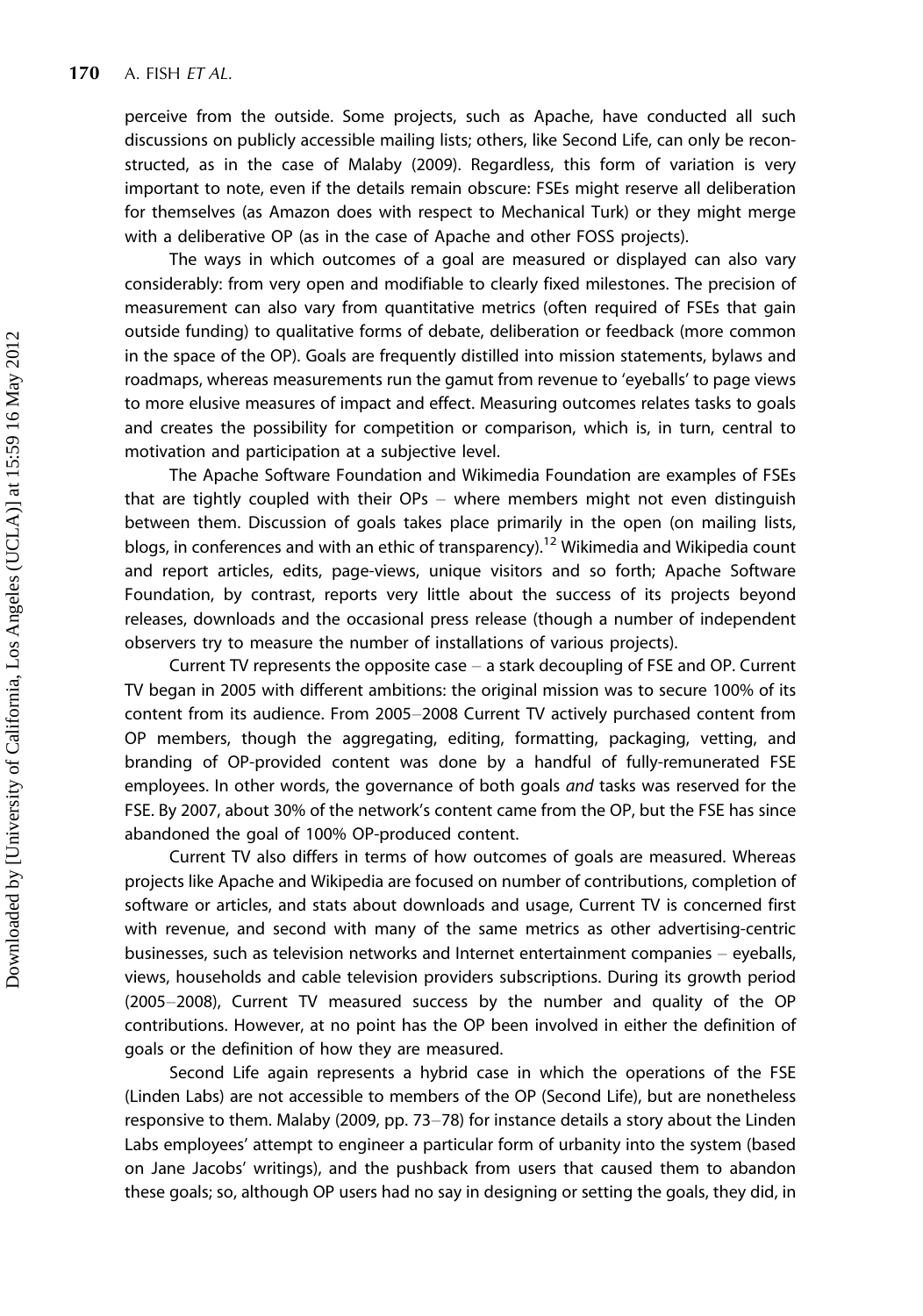perceive from the outside. Some projects, such as Apache, have conducted all such discussions on publicly accessible mailing lists; others, like Second Life, can only be reconstructed, as in the case of Malaby (2009). Regardless, this form of variation is very important to note, even if the details remain obscure: FSEs might reserve all deliberation for themselves (as Amazon does with respect to Mechanical Turk) or they might merge with a deliberative OP (as in the case of Apache and other FOSS projects).

The ways in which outcomes of a goal are measured or displayed can also vary considerably: from very open and modifiable to clearly fixed milestones. The precision of measurement can also vary from quantitative metrics (often required of FSEs that gain outside funding) to qualitative forms of debate, deliberation or feedback (more common in the space of the OP). Goals are frequently distilled into mission statements, bylaws and roadmaps, whereas measurements run the gamut from revenue to 'eyeballs' to page views to more elusive measures of impact and effect. Measuring outcomes relates tasks to goals and creates the possibility for competition or comparison, which is, in turn, central to motivation and participation at a subjective level.

The Apache Software Foundation and Wikimedia Foundation are examples of FSEs that are tightly coupled with their OPs – where members might not even distinguish between them. Discussion of goals takes place primarily in the open (on mailing lists, blogs, in conferences and with an ethic of transparency).[12] Wikimedia and Wikipedia count and report articles, edits, page-views, unique visitors and so forth; Apache Software Foundation, by contrast, reports very little about the success of its projects beyond releases, downloads and the occasional press release (though a number of independent observers try to measure the number of installations of various projects).

Current TV represents the opposite case – a stark decoupling of FSE and OP. Current TV began in 2005 with different ambitions: the original mission was to secure 100% of its content from its audience. From 2005–2008 Current TV actively purchased content from OP members, though the aggregating, editing, formatting, packaging, vetting, and branding of OP-provided content was done by a handful of fully-remunerated FSE employees. In other words, the governance of both goals *and* tasks was reserved for the FSE. By 2007, about 30% of the network's content came from the OP, but the FSE has since abandoned the goal of 100% OP-produced content.

Current TV also differs in terms of how outcomes of goals are measured. Whereas projects like Apache and Wikipedia are focused on number of contributions, completion of software or articles, and stats about downloads and usage, Current TV is concerned first with revenue, and second with many of the same metrics as other advertising-centric businesses, such as television networks and Internet entertainment companies – eyeballs, views, households and cable television providers subscriptions. During its growth period (2005–2008), Current TV measured success by the number and quality of the OP contributions. However, at no point has the OP been involved in either the definition of goals or the definition of how they are measured.

Second Life again represents a hybrid case in which the operations of the FSE (Linden Labs) are not accessible to members of the OP (Second Life), but are nonetheless responsive to them. Malaby (2009, pp. 73–78) for instance details a story about the Linden Labs employees' attempt to engineer a particular form of urbanity into the system (based on Jane Jacobs' writings), and the pushback from users that caused them to abandon these goals; so, although OP users had no say in designing or setting the goals, they did, in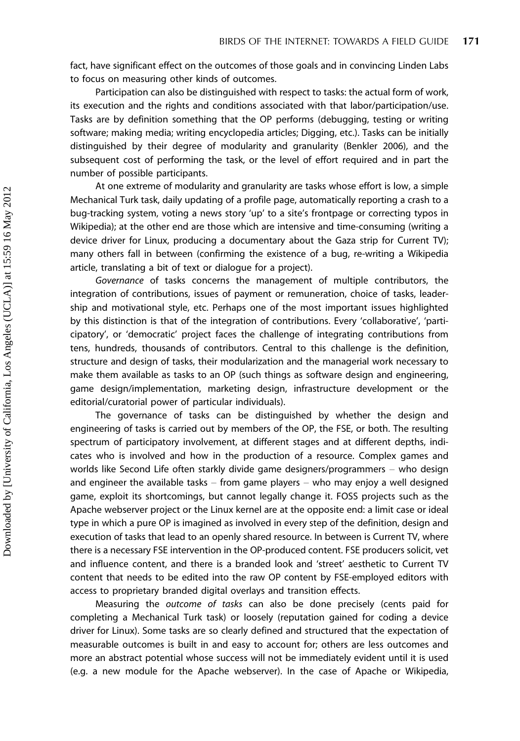fact, have significant effect on the outcomes of those goals and in convincing Linden Labs to focus on measuring other kinds of outcomes.

Participation can also be distinguished with respect to tasks: the actual form of work, its execution and the rights and conditions associated with that labor/participation/use. Tasks are by definition something that the OP performs (debugging, testing or writing software; making media; writing encyclopedia articles; Digging, etc.). Tasks can be initially distinguished by their degree of modularity and granularity (Benkler 2006), and the subsequent cost of performing the task, or the level of effort required and in part the number of possible participants.

At one extreme of modularity and granularity are tasks whose effort is low, a simple Mechanical Turk task, daily updating of a profile page, automatically reporting a crash to a bug-tracking system, voting a news story 'up' to a site's frontpage or correcting typos in Wikipedia); at the other end are those which are intensive and time-consuming (writing a device driver for Linux, producing a documentary about the Gaza strip for Current TV); many others fall in between (confirming the existence of a bug, re-writing a Wikipedia article, translating a bit of text or dialogue for a project).

*Governance* of tasks concerns the management of multiple contributors, the integration of contributions, issues of payment or remuneration, choice of tasks, leadership and motivational style, etc. Perhaps one of the most important issues highlighted by this distinction is that of the integration of contributions. Every 'collaborative', 'participatory', or 'democratic' project faces the challenge of integrating contributions from tens, hundreds, thousands of contributors. Central to this challenge is the definition, structure and design of tasks, their modularization and the managerial work necessary to make them available as tasks to an OP (such things as software design and engineering, game design/implementation, marketing design, infrastructure development or the editorial/curatorial power of particular individuals).

The governance of tasks can be distinguished by whether the design and engineering of tasks is carried out by members of the OP, the FSE, or both. The resulting spectrum of participatory involvement, at different stages and at different depths, indicates who is involved and how in the production of a resource. Complex games and worlds like Second Life often starkly divide game designers/programmers – who design and engineer the available tasks – from game players – who may enjoy a well designed game, exploit its shortcomings, but cannot legally change it. FOSS projects such as the Apache webserver project or the Linux kernel are at the opposite end: a limit case or ideal type in which a pure OP is imagined as involved in every step of the definition, design and execution of tasks that lead to an openly shared resource. In between is Current TV, where there is a necessary FSE intervention in the OP-produced content. FSE producers solicit, vet and influence content, and there is a branded look and 'street' aesthetic to Current TV content that needs to be edited into the raw OP content by FSE-employed editors with access to proprietary branded digital overlays and transition effects.

Measuring the *outcome of tasks* can also be done precisely (cents paid for completing a Mechanical Turk task) or loosely (reputation gained for coding a device driver for Linux). Some tasks are so clearly defined and structured that the expectation of measurable outcomes is built in and easy to account for; others are less outcomes and more an abstract potential whose success will not be immediately evident until it is used (e.g. a new module for the Apache webserver). In the case of Apache or Wikipedia,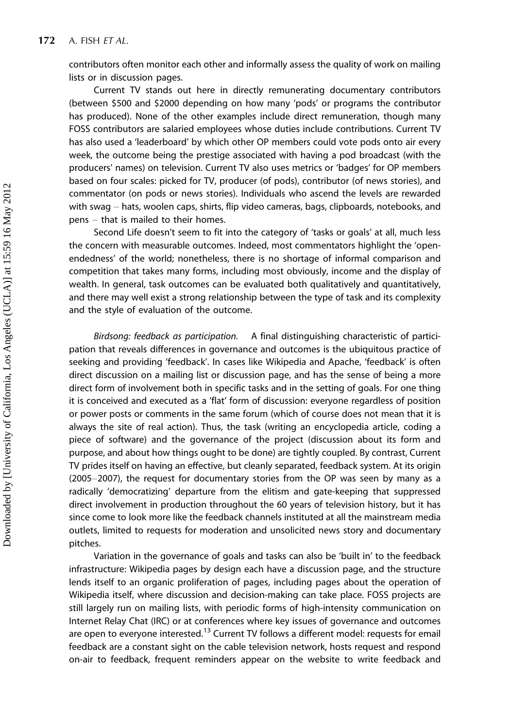contributors often monitor each other and informally assess the quality of work on mailing lists or in discussion pages.

Current TV stands out here in directly remunerating documentary contributors (between $500 and $2000 depending on how many 'pods' or programs the contributor has produced). None of the other examples include direct remuneration, though many FOSS contributors are salaried employees whose duties include contributions. Current TV has also used a 'leaderboard' by which other OP members could vote pods onto air every week, the outcome being the prestige associated with having a pod broadcast (with the producers' names) on television. Current TV also uses metrics or 'badges' for OP members based on four scales: picked for TV, producer (of pods), contributor (of news stories), and commentator (on pods or news stories). Individuals who ascend the levels are rewarded with swag – hats, woolen caps, shirts, flip video cameras, bags, clipboards, notebooks, and pens – that is mailed to their homes.

Second Life doesn't seem to fit into the category of 'tasks or goals' at all, much less the concern with measurable outcomes. Indeed, most commentators highlight the 'open-endedness' of the world; nonetheless, there is no shortage of informal comparison and competition that takes many forms, including most obviously, income and the display of wealth. In general, task outcomes can be evaluated both qualitatively and quantitatively, and there may well exist a strong relationship between the type of task and its complexity and the style of evaluation of the outcome.

*Birdsong: feedback as participation.* A final distinguishing characteristic of participation that reveals differences in governance and outcomes is the ubiquitous practice of seeking and providing 'feedback'. In cases like Wikipedia and Apache, 'feedback' is often direct discussion on a mailing list or discussion page, and has the sense of being a more direct form of involvement both in specific tasks and in the setting of goals. For one thing it is conceived and executed as a 'flat' form of discussion: everyone regardless of position or power posts or comments in the same forum (which of course does not mean that it is always the site of real action). Thus, the task (writing an encyclopedia article, coding a piece of software) and the governance of the project (discussion about its form and purpose, and about how things ought to be done) are tightly coupled. By contrast, Current TV prides itself on having an effective, but cleanly separated, feedback system. At its origin (2005–2007), the request for documentary stories from the OP was seen by many as a radically 'democratizing' departure from the elitism and gate-keeping that suppressed direct involvement in production throughout the 60 years of television history, but it has since come to look more like the feedback channels instituted at all the mainstream media outlets, limited to requests for moderation and unsolicited news story and documentary pitches.

Variation in the governance of goals and tasks can also be 'built in' to the feedback infrastructure: Wikipedia pages by design each have a discussion page, and the structure lends itself to an organic proliferation of pages, including pages about the operation of Wikipedia itself, where discussion and decision-making can take place. FOSS projects are still largely run on mailing lists, with periodic forms of high-intensity communication on Internet Relay Chat (IRC) or at conferences where key issues of governance and outcomes are open to everyone interested.[13] Current TV follows a different model: requests for email feedback are a constant sight on the cable television network, hosts request and respond on-air to feedback, frequent reminders appear on the website to write feedback and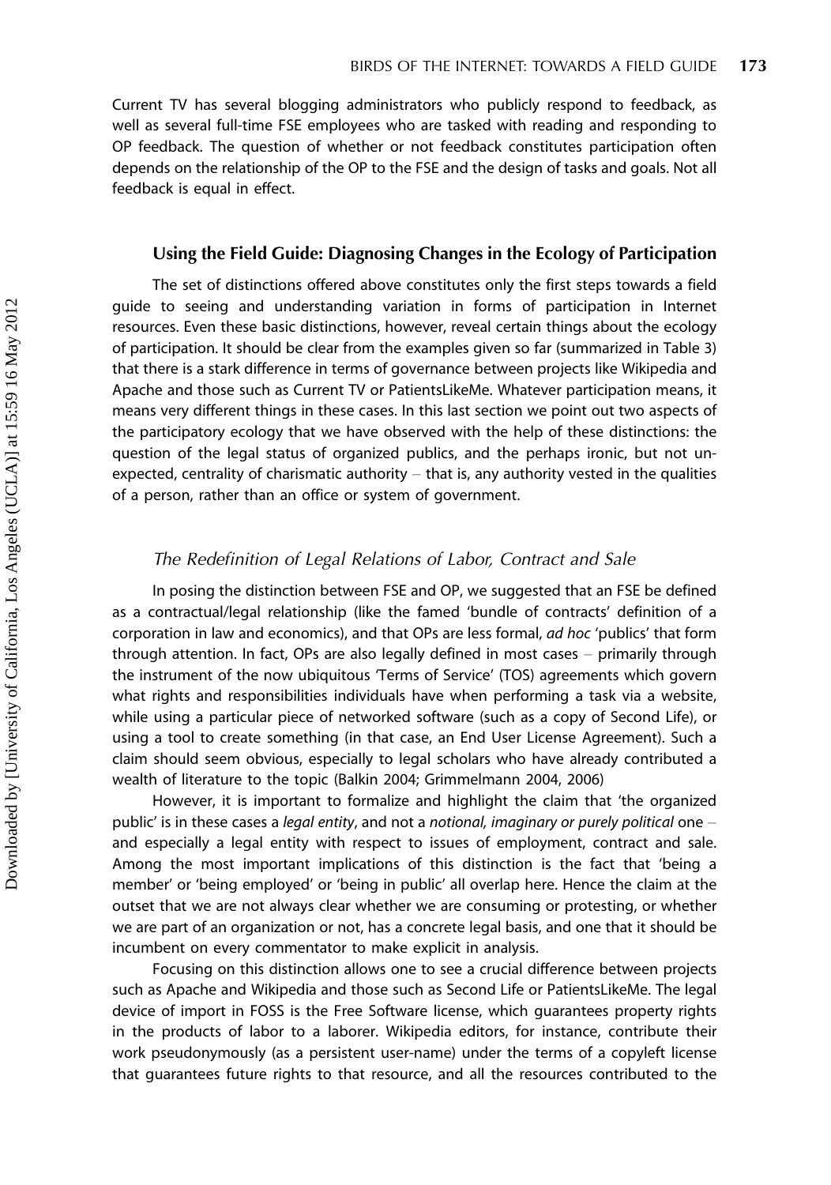Current TV has several blogging administrators who publicly respond to feedback, as well as several full-time FSE employees who are tasked with reading and responding to OP feedback. The question of whether or not feedback constitutes participation often depends on the relationship of the OP to the FSE and the design of tasks and goals. Not all feedback is equal in effect.

## Using the Field Guide: Diagnosing Changes in the Ecology of Participation

The set of distinctions offered above constitutes only the first steps towards a field guide to seeing and understanding variation in forms of participation in Internet resources. Even these basic distinctions, however, reveal certain things about the ecology of participation. It should be clear from the examples given so far (summarized in Table 3) that there is a stark difference in terms of governance between projects like Wikipedia and Apache and those such as Current TV or PatientsLikeMe. Whatever participation means, it means very different things in these cases. In this last section we point out two aspects of the participatory ecology that we have observed with the help of these distinctions: the question of the legal status of organized publics, and the perhaps ironic, but not unexpected, centrality of charismatic authority – that is, any authority vested in the qualities of a person, rather than an office or system of government.

### *The Redefinition of Legal Relations of Labor, Contract and Sale*

In posing the distinction between FSE and OP, we suggested that an FSE be defined as a contractual/legal relationship (like the famed 'bundle of contracts' definition of a corporation in law and economics), and that OPs are less formal, *ad hoc* 'publics' that form through attention. In fact, OPs are also legally defined in most cases – primarily through the instrument of the now ubiquitous 'Terms of Service' (TOS) agreements which govern what rights and responsibilities individuals have when performing a task via a website, while using a particular piece of networked software (such as a copy of Second Life), or using a tool to create something (in that case, an End User License Agreement). Such a claim should seem obvious, especially to legal scholars who have already contributed a wealth of literature to the topic (Balkin 2004; Grimmelmann 2004, 2006)

However, it is important to formalize and highlight the claim that 'the organized public' is in these cases a *legal entity*, and not a *notional, imaginary or purely political* one – and especially a legal entity with respect to issues of employment, contract and sale. Among the most important implications of this distinction is the fact that 'being a member' or 'being employed' or 'being in public' all overlap here. Hence the claim at the outset that we are not always clear whether we are consuming or protesting, or whether we are part of an organization or not, has a concrete legal basis, and one that it should be incumbent on every commentator to make explicit in analysis.

Focusing on this distinction allows one to see a crucial difference between projects such as Apache and Wikipedia and those such as Second Life or PatientsLikeMe. The legal device of import in FOSS is the Free Software license, which guarantees property rights in the products of labor to a laborer. Wikipedia editors, for instance, contribute their work pseudonymously (as a persistent user-name) under the terms of a copyleft license that guarantees future rights to that resource, and all the resources contributed to the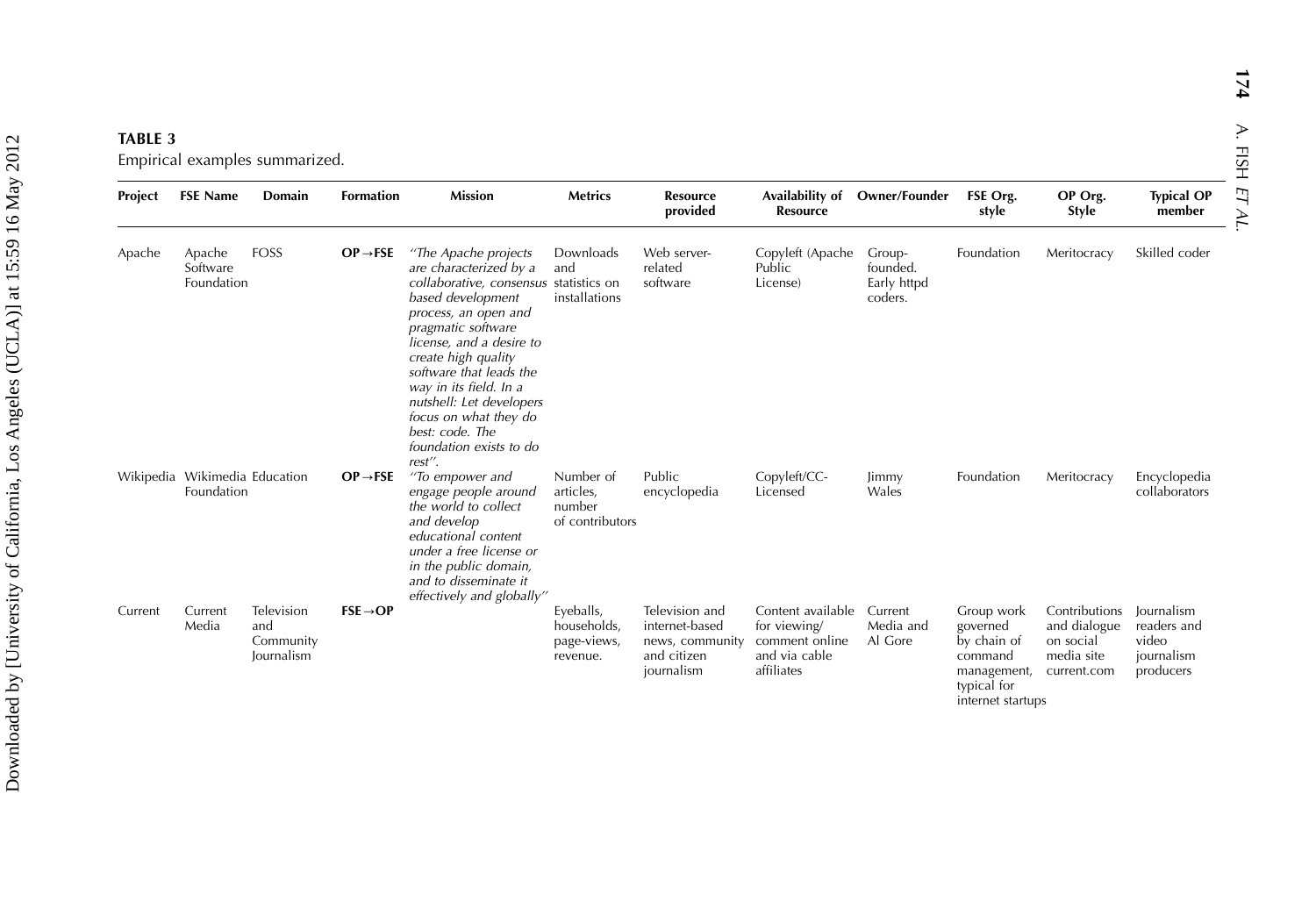**TABLE 3**

Empirical examples summarized.

| Project | FSE Name | Domain | Formation | Mission | Metrics | Resource provided | Availability of Resource | Owner/Founder | FSE Org. style | OP Org. Style | Typical OP member |
|---|---|---|---|---|---|---|---|---|---|---|---|
| Apache | Apache Software Foundation | FOSS | **OP→FSE** | *"The Apache projects are characterized by a collaborative, consensus based development process, an open and pragmatic software license, and a desire to create high quality software that leads the way in its field. In a nutshell: Let developers focus on what they do best: code. The foundation exists to do rest".* | Downloads and statistics on installations | Web server-related software | Copyleft (Apache Public License) | Group-founded. Early httpd coders. | Foundation | Meritocracy | Skilled coder |
| Wikipedia | Wikimedia Foundation | Education | **OP→FSE** | *"To empower and engage people around the world to collect and develop educational content under a free license or in the public domain, and to disseminate it effectively and globally"* | Number of articles, number of contributors | Public encyclopedia | Copyleft/CC-Licensed | Jimmy Wales | Foundation | Meritocracy | Encyclopedia collaborators |
| Current | Current Media | Television and Community Journalism | **FSE→OP** | | Eyeballs, households, page-views, revenue. | Television and internet-based news, community and citizen journalism | Content available for viewing/ comment online and via cable affiliates | Current Media and Al Gore | Group work governed by chain of command management, typical for internet startups | Contributions and dialogue on social media site current.com | Journalism readers and video journalism producers |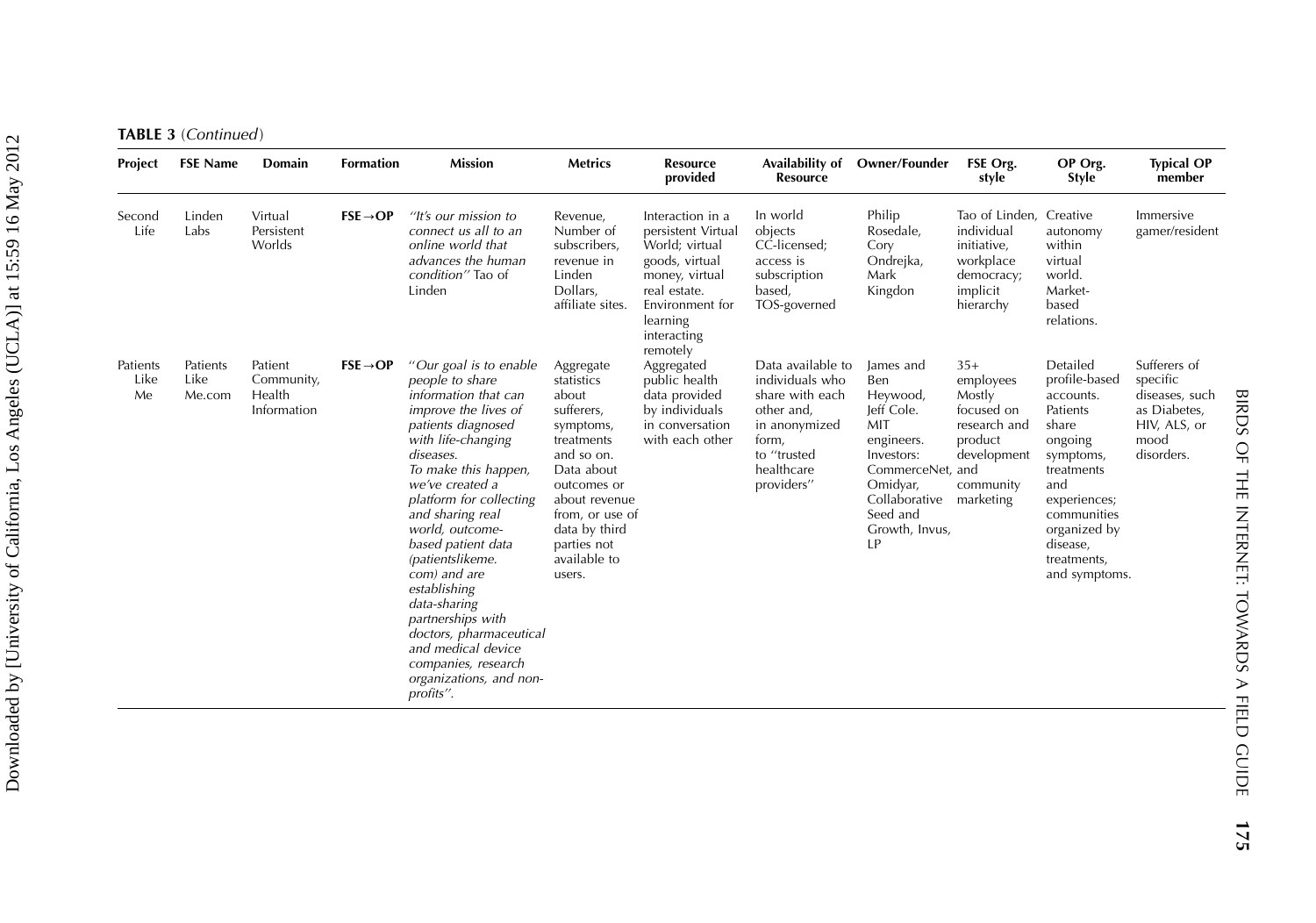**TABLE 3** (*Continued*)

| Project | FSE Name | Domain | Formation | Mission | Metrics | Resource provided | Availability of Resource | Owner/Founder | FSE Org. style | OP Org. Style | Typical OP member |
|---|---|---|---|---|---|---|---|---|---|---|---|
| Second Life | Linden Labs | Virtual Persistent Worlds | **FSE→OP** | *"It's our mission to connect us all to an online world that advances the human condition"* Tao of Linden | Revenue, Number of subscribers, revenue in Linden Dollars, affiliate sites. | Interaction in a persistent Virtual World; virtual goods, virtual money, virtual real estate. Environment for learning interacting remotely | In world objects CC-licensed; access is subscription based, TOS-governed | Philip Rosedale, Cory Ondrejka, Mark Kingdon | Tao of Linden, individual initiative, workplace democracy; implicit hierarchy | Creative autonomy within virtual world. Market-based relations. | Immersive gamer/resident |
| Patients Like Me | Patients Like Me.com | Patient Community, Health Information | **FSE→OP** | *"Our goal is to enable people to share information that can improve the lives of patients diagnosed with life-changing diseases. To make this happen, we've created a platform for collecting and sharing real world, outcome-based patient data (patientslikeme.com) and are establishing data-sharing partnerships with doctors, pharmaceutical and medical device companies, research organizations, and non-profits".* | Aggregate statistics about sufferers, symptoms, treatments and so on. Data about outcomes or about revenue from, or use of data by third parties not available to users. | Aggregated public health data provided by individuals in conversation with each other | Data available to individuals who share with each other and, in anonymized form, to "trusted healthcare providers" | James and Ben Heywood, Jeff Cole. MIT engineers. Investors: CommerceNet, Omidyar, Collaborative Seed and Growth, Invus, LP | 35+ employees Mostly focused on research and product development and community marketing | Detailed profile-based accounts. Patients share ongoing symptoms, treatments and experiences; communities organized by disease, treatments, and symptoms. | Sufferers of specific diseases, such as Diabetes, HIV, ALS, or mood disorders. |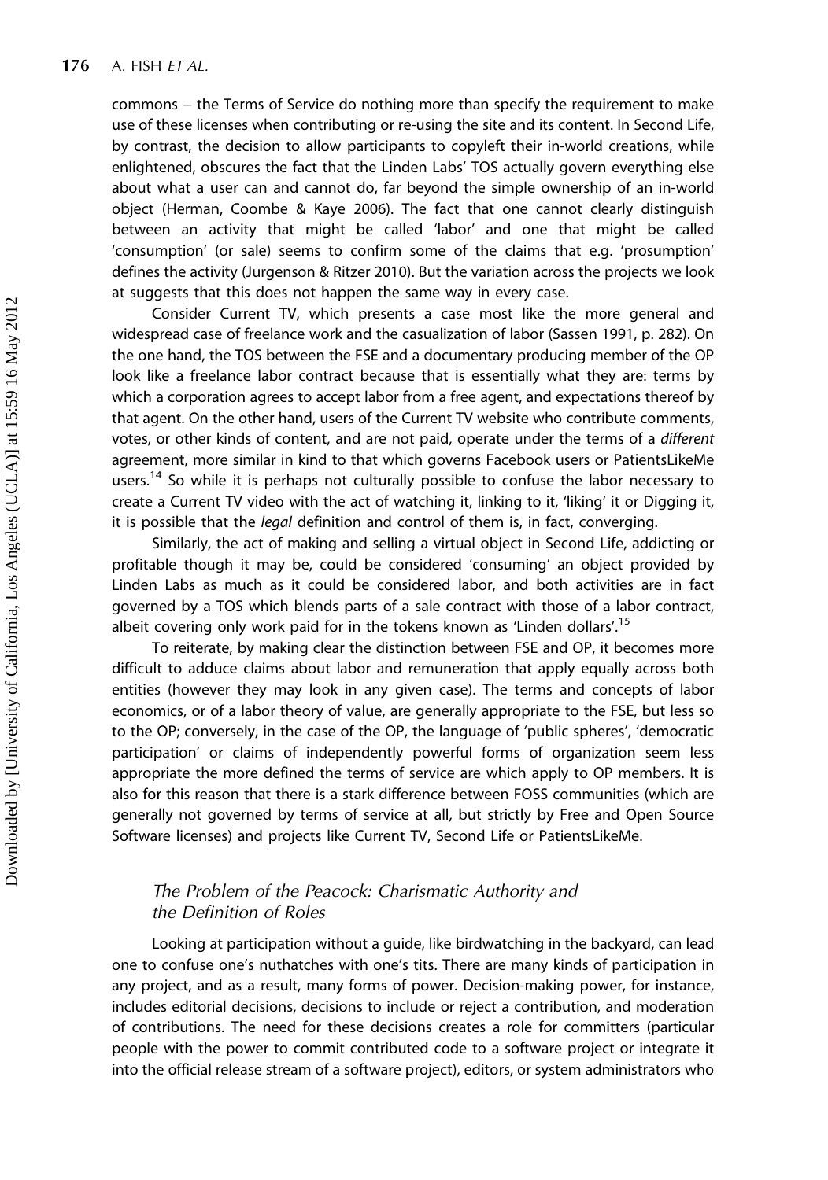commons – the Terms of Service do nothing more than specify the requirement to make use of these licenses when contributing or re-using the site and its content. In Second Life, by contrast, the decision to allow participants to copyleft their in-world creations, while enlightened, obscures the fact that the Linden Labs' TOS actually govern everything else about what a user can and cannot do, far beyond the simple ownership of an in-world object (Herman, Coombe & Kaye 2006). The fact that one cannot clearly distinguish between an activity that might be called 'labor' and one that might be called 'consumption' (or sale) seems to confirm some of the claims that e.g. 'prosumption' defines the activity (Jurgenson & Ritzer 2010). But the variation across the projects we look at suggests that this does not happen the same way in every case.

Consider Current TV, which presents a case most like the more general and widespread case of freelance work and the casualization of labor (Sassen 1991, p. 282). On the one hand, the TOS between the FSE and a documentary producing member of the OP look like a freelance labor contract because that is essentially what they are: terms by which a corporation agrees to accept labor from a free agent, and expectations thereof by that agent. On the other hand, users of the Current TV website who contribute comments, votes, or other kinds of content, and are not paid, operate under the terms of a *different* agreement, more similar in kind to that which governs Facebook users or PatientsLikeMe users.[14] So while it is perhaps not culturally possible to confuse the labor necessary to create a Current TV video with the act of watching it, linking to it, 'liking' it or Digging it, it is possible that the *legal* definition and control of them is, in fact, converging.

Similarly, the act of making and selling a virtual object in Second Life, addicting or profitable though it may be, could be considered 'consuming' an object provided by Linden Labs as much as it could be considered labor, and both activities are in fact governed by a TOS which blends parts of a sale contract with those of a labor contract, albeit covering only work paid for in the tokens known as 'Linden dollars'.[15]

To reiterate, by making clear the distinction between FSE and OP, it becomes more difficult to adduce claims about labor and remuneration that apply equally across both entities (however they may look in any given case). The terms and concepts of labor economics, or of a labor theory of value, are generally appropriate to the FSE, but less so to the OP; conversely, in the case of the OP, the language of 'public spheres', 'democratic participation' or claims of independently powerful forms of organization seem less appropriate the more defined the terms of service are which apply to OP members. It is also for this reason that there is a stark difference between FOSS communities (which are generally not governed by terms of service at all, but strictly by Free and Open Source Software licenses) and projects like Current TV, Second Life or PatientsLikeMe.

### *The Problem of the Peacock: Charismatic Authority and the Definition of Roles*

Looking at participation without a guide, like birdwatching in the backyard, can lead one to confuse one's nuthatches with one's tits. There are many kinds of participation in any project, and as a result, many forms of power. Decision-making power, for instance, includes editorial decisions, decisions to include or reject a contribution, and moderation of contributions. The need for these decisions creates a role for committers (particular people with the power to commit contributed code to a software project or integrate it into the official release stream of a software project), editors, or system administrators who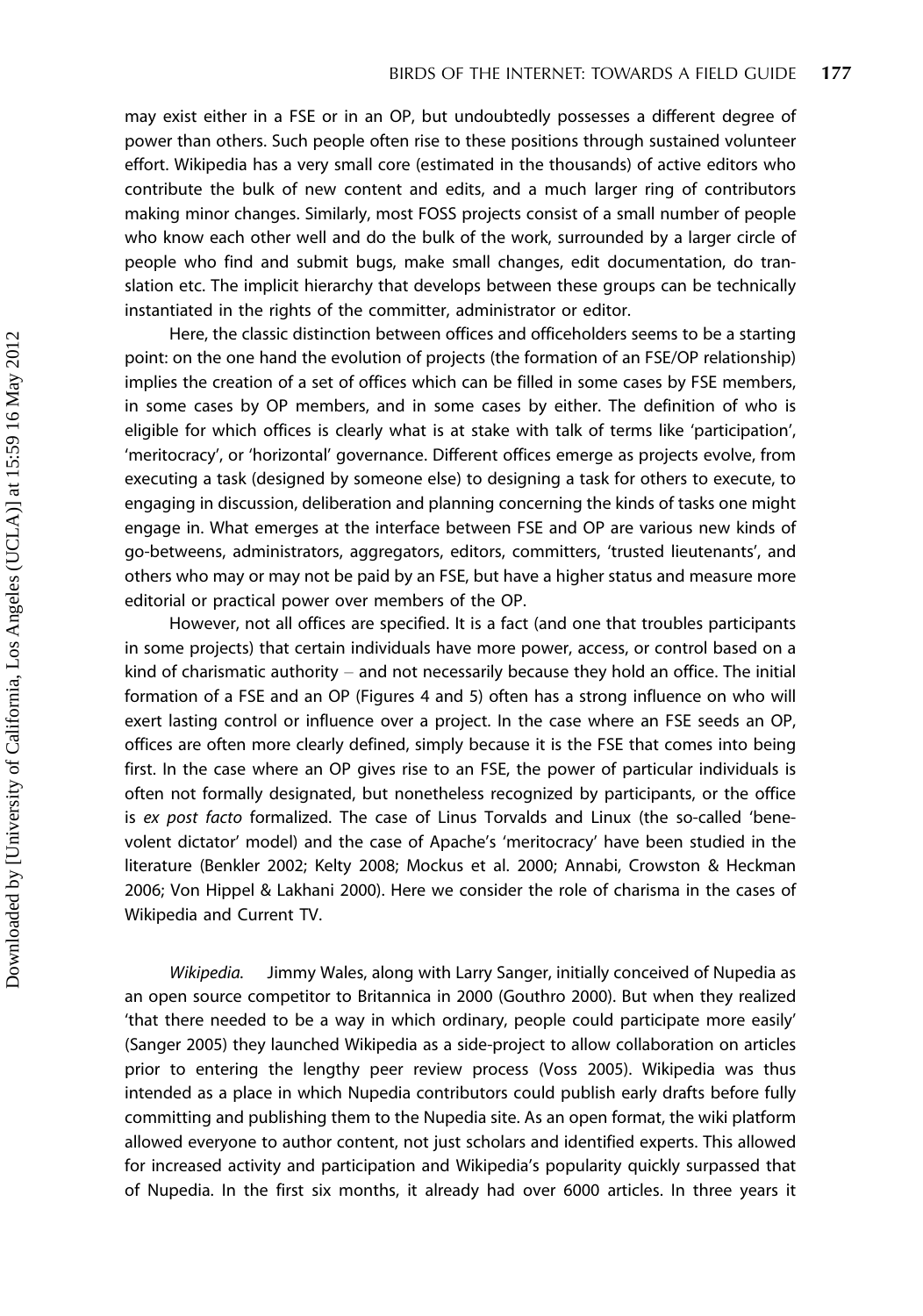may exist either in a FSE or in an OP, but undoubtedly possesses a different degree of power than others. Such people often rise to these positions through sustained volunteer effort. Wikipedia has a very small core (estimated in the thousands) of active editors who contribute the bulk of new content and edits, and a much larger ring of contributors making minor changes. Similarly, most FOSS projects consist of a small number of people who know each other well and do the bulk of the work, surrounded by a larger circle of people who find and submit bugs, make small changes, edit documentation, do translation etc. The implicit hierarchy that develops between these groups can be technically instantiated in the rights of the committer, administrator or editor.

Here, the classic distinction between offices and officeholders seems to be a starting point: on the one hand the evolution of projects (the formation of an FSE/OP relationship) implies the creation of a set of offices which can be filled in some cases by FSE members, in some cases by OP members, and in some cases by either. The definition of who is eligible for which offices is clearly what is at stake with talk of terms like 'participation', 'meritocracy', or 'horizontal' governance. Different offices emerge as projects evolve, from executing a task (designed by someone else) to designing a task for others to execute, to engaging in discussion, deliberation and planning concerning the kinds of tasks one might engage in. What emerges at the interface between FSE and OP are various new kinds of go-betweens, administrators, aggregators, editors, committers, 'trusted lieutenants', and others who may or may not be paid by an FSE, but have a higher status and measure more editorial or practical power over members of the OP.

However, not all offices are specified. It is a fact (and one that troubles participants in some projects) that certain individuals have more power, access, or control based on a kind of charismatic authority – and not necessarily because they hold an office. The initial formation of a FSE and an OP (Figures 4 and 5) often has a strong influence on who will exert lasting control or influence over a project. In the case where an FSE seeds an OP, offices are often more clearly defined, simply because it is the FSE that comes into being first. In the case where an OP gives rise to an FSE, the power of particular individuals is often not formally designated, but nonetheless recognized by participants, or the office is *ex post facto* formalized. The case of Linus Torvalds and Linux (the so-called 'benevolent dictator' model) and the case of Apache's 'meritocracy' have been studied in the literature (Benkler 2002; Kelty 2008; Mockus et al. 2000; Annabi, Crowston & Heckman 2006; Von Hippel & Lakhani 2000). Here we consider the role of charisma in the cases of Wikipedia and Current TV.

*Wikipedia.* Jimmy Wales, along with Larry Sanger, initially conceived of Nupedia as an open source competitor to Britannica in 2000 (Gouthro 2000). But when they realized 'that there needed to be a way in which ordinary, people could participate more easily' (Sanger 2005) they launched Wikipedia as a side-project to allow collaboration on articles prior to entering the lengthy peer review process (Voss 2005). Wikipedia was thus intended as a place in which Nupedia contributors could publish early drafts before fully committing and publishing them to the Nupedia site. As an open format, the wiki platform allowed everyone to author content, not just scholars and identified experts. This allowed for increased activity and participation and Wikipedia's popularity quickly surpassed that of Nupedia. In the first six months, it already had over 6000 articles. In three years it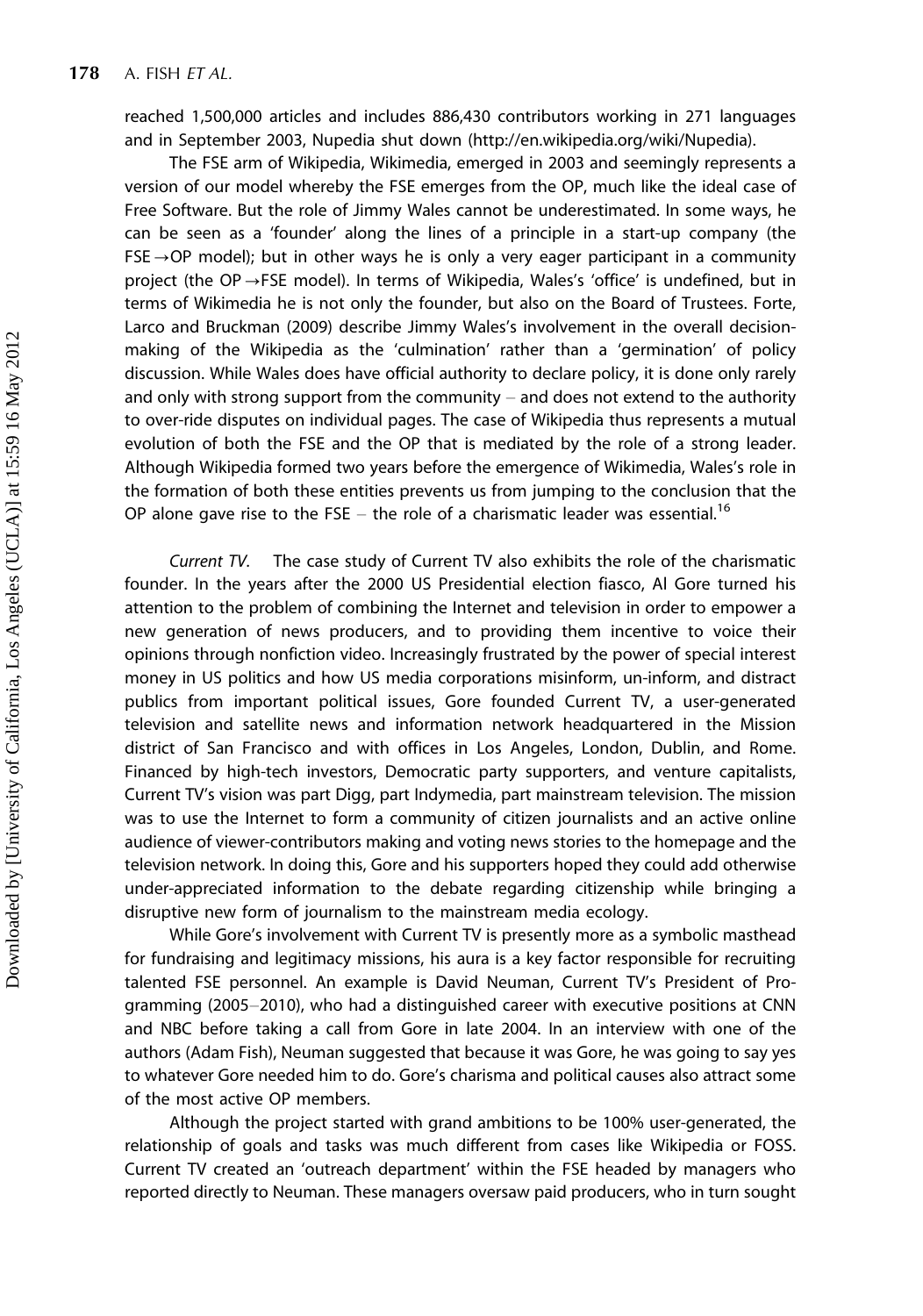reached 1,500,000 articles and includes 886,430 contributors working in 271 languages and in September 2003, Nupedia shut down (http://en.wikipedia.org/wiki/Nupedia).

The FSE arm of Wikipedia, Wikimedia, emerged in 2003 and seemingly represents a version of our model whereby the FSE emerges from the OP, much like the ideal case of Free Software. But the role of Jimmy Wales cannot be underestimated. In some ways, he can be seen as a 'founder' along the lines of a principle in a start-up company (the FSE→OP model); but in other ways he is only a very eager participant in a community project (the OP→FSE model). In terms of Wikipedia, Wales's 'office' is undefined, but in terms of Wikimedia he is not only the founder, but also on the Board of Trustees. Forte, Larco and Bruckman (2009) describe Jimmy Wales's involvement in the overall decision-making of the Wikipedia as the 'culmination' rather than a 'germination' of policy discussion. While Wales does have official authority to declare policy, it is done only rarely and only with strong support from the community – and does not extend to the authority to over-ride disputes on individual pages. The case of Wikipedia thus represents a mutual evolution of both the FSE and the OP that is mediated by the role of a strong leader. Although Wikipedia formed two years before the emergence of Wikimedia, Wales's role in the formation of both these entities prevents us from jumping to the conclusion that the OP alone gave rise to the FSE – the role of a charismatic leader was essential.[16]

*Current TV*. The case study of Current TV also exhibits the role of the charismatic founder. In the years after the 2000 US Presidential election fiasco, Al Gore turned his attention to the problem of combining the Internet and television in order to empower a new generation of news producers, and to providing them incentive to voice their opinions through nonfiction video. Increasingly frustrated by the power of special interest money in US politics and how US media corporations misinform, un-inform, and distract publics from important political issues, Gore founded Current TV, a user-generated television and satellite news and information network headquartered in the Mission district of San Francisco and with offices in Los Angeles, London, Dublin, and Rome. Financed by high-tech investors, Democratic party supporters, and venture capitalists, Current TV's vision was part Digg, part Indymedia, part mainstream television. The mission was to use the Internet to form a community of citizen journalists and an active online audience of viewer-contributors making and voting news stories to the homepage and the television network. In doing this, Gore and his supporters hoped they could add otherwise under-appreciated information to the debate regarding citizenship while bringing a disruptive new form of journalism to the mainstream media ecology.

While Gore's involvement with Current TV is presently more as a symbolic masthead for fundraising and legitimacy missions, his aura is a key factor responsible for recruiting talented FSE personnel. An example is David Neuman, Current TV's President of Programming (2005–2010), who had a distinguished career with executive positions at CNN and NBC before taking a call from Gore in late 2004. In an interview with one of the authors (Adam Fish), Neuman suggested that because it was Gore, he was going to say yes to whatever Gore needed him to do. Gore's charisma and political causes also attract some of the most active OP members.

Although the project started with grand ambitions to be 100% user-generated, the relationship of goals and tasks was much different from cases like Wikipedia or FOSS. Current TV created an 'outreach department' within the FSE headed by managers who reported directly to Neuman. These managers oversaw paid producers, who in turn sought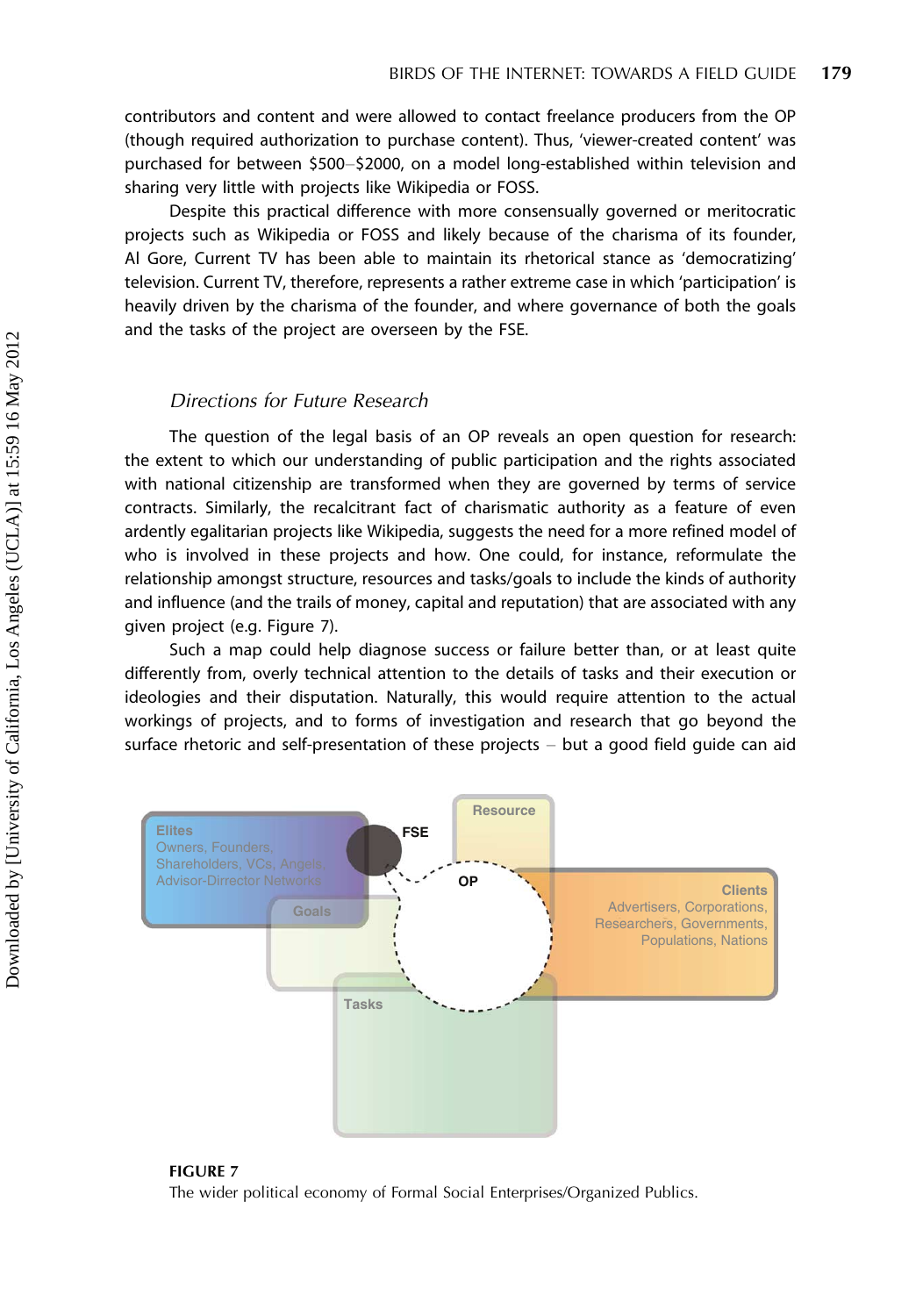contributors and content and were allowed to contact freelance producers from the OP (though required authorization to purchase content). Thus, 'viewer-created content' was purchased for between $500–$2000, on a model long-established within television and sharing very little with projects like Wikipedia or FOSS.

Despite this practical difference with more consensually governed or meritocratic projects such as Wikipedia or FOSS and likely because of the charisma of its founder, Al Gore, Current TV has been able to maintain its rhetorical stance as 'democratizing' television. Current TV, therefore, represents a rather extreme case in which 'participation' is heavily driven by the charisma of the founder, and where governance of both the goals and the tasks of the project are overseen by the FSE.

### *Directions for Future Research*

The question of the legal basis of an OP reveals an open question for research: the extent to which our understanding of public participation and the rights associated with national citizenship are transformed when they are governed by terms of service contracts. Similarly, the recalcitrant fact of charismatic authority as a feature of even ardently egalitarian projects like Wikipedia, suggests the need for a more refined model of who is involved in these projects and how. One could, for instance, reformulate the relationship amongst structure, resources and tasks/goals to include the kinds of authority and influence (and the trails of money, capital and reputation) that are associated with any given project (e.g. Figure 7).

Such a map could help diagnose success or failure better than, or at least quite differently from, overly technical attention to the details of tasks and their execution or ideologies and their disputation. Naturally, this would require attention to the actual workings of projects, and to forms of investigation and research that go beyond the surface rhetoric and self-presentation of these projects – but a good field guide can aid

**FIGURE 7**
The wider political economy of Formal Social Enterprises/Organized Publics.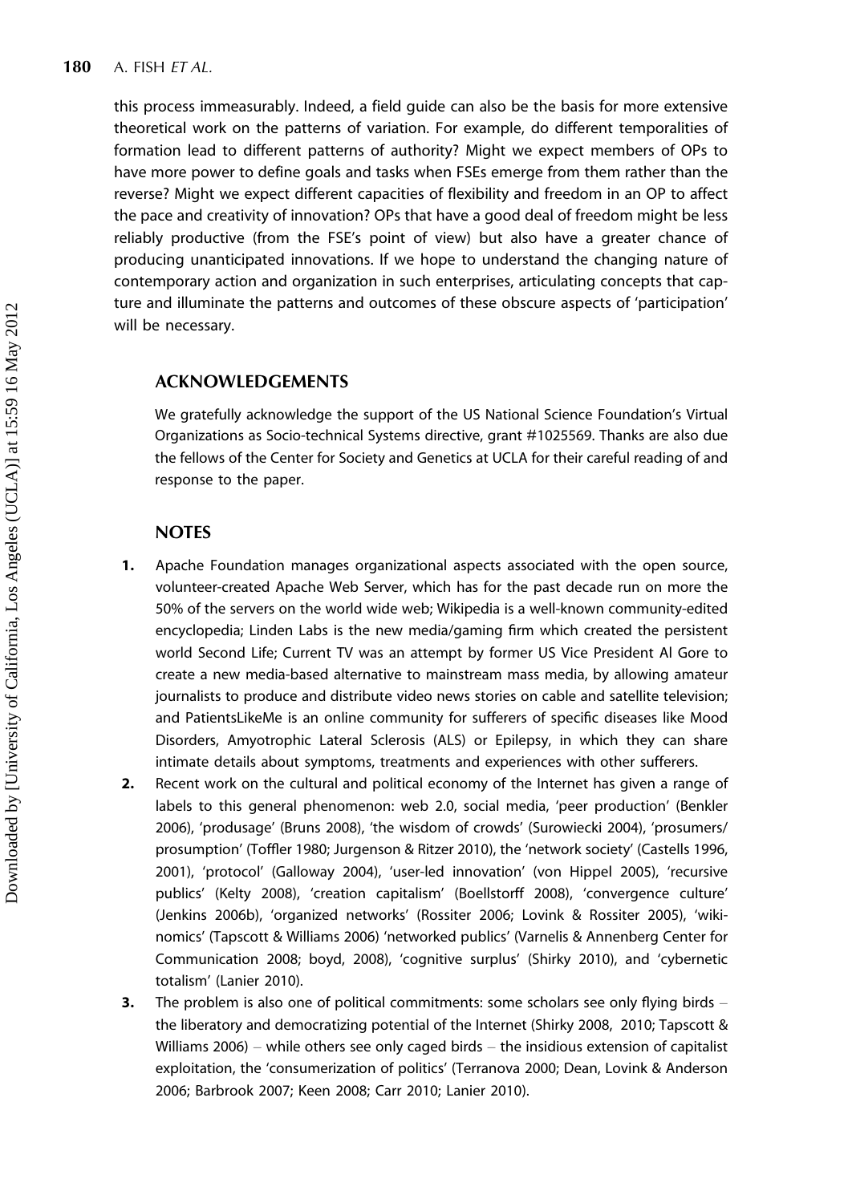this process immeasurably. Indeed, a field guide can also be the basis for more extensive theoretical work on the patterns of variation. For example, do different temporalities of formation lead to different patterns of authority? Might we expect members of OPs to have more power to define goals and tasks when FSEs emerge from them rather than the reverse? Might we expect different capacities of flexibility and freedom in an OP to affect the pace and creativity of innovation? OPs that have a good deal of freedom might be less reliably productive (from the FSE's point of view) but also have a greater chance of producing unanticipated innovations. If we hope to understand the changing nature of contemporary action and organization in such enterprises, articulating concepts that capture and illuminate the patterns and outcomes of these obscure aspects of 'participation' will be necessary.

## ACKNOWLEDGEMENTS

We gratefully acknowledge the support of the US National Science Foundation's Virtual Organizations as Socio-technical Systems directive, grant #1025569. Thanks are also due the fellows of the Center for Society and Genetics at UCLA for their careful reading of and response to the paper.

## NOTES

1. Apache Foundation manages organizational aspects associated with the open source, volunteer-created Apache Web Server, which has for the past decade run on more the 50% of the servers on the world wide web; Wikipedia is a well-known community-edited encyclopedia; Linden Labs is the new media/gaming firm which created the persistent world Second Life; Current TV was an attempt by former US Vice President Al Gore to create a new media-based alternative to mainstream mass media, by allowing amateur journalists to produce and distribute video news stories on cable and satellite television; and PatientsLikeMe is an online community for sufferers of specific diseases like Mood Disorders, Amyotrophic Lateral Sclerosis (ALS) or Epilepsy, in which they can share intimate details about symptoms, treatments and experiences with other sufferers.
2. Recent work on the cultural and political economy of the Internet has given a range of labels to this general phenomenon: web 2.0, social media, 'peer production' (Benkler 2006), 'produsage' (Bruns 2008), 'the wisdom of crowds' (Surowiecki 2004), 'prosumers/prosumption' (Toffler 1980; Jurgenson & Ritzer 2010), the 'network society' (Castells 1996, 2001), 'protocol' (Galloway 2004), 'user-led innovation' (von Hippel 2005), 'recursive publics' (Kelty 2008), 'creation capitalism' (Boellstorff 2008), 'convergence culture' (Jenkins 2006b), 'organized networks' (Rossiter 2006; Lovink & Rossiter 2005), 'wikinomics' (Tapscott & Williams 2006) 'networked publics' (Varnelis & Annenberg Center for Communication 2008; boyd, 2008), 'cognitive surplus' (Shirky 2010), and 'cybernetic totalism' (Lanier 2010).
3. The problem is also one of political commitments: some scholars see only flying birds – the liberatory and democratizing potential of the Internet (Shirky 2008, 2010; Tapscott & Williams 2006) – while others see only caged birds – the insidious extension of capitalist exploitation, the 'consumerization of politics' (Terranova 2000; Dean, Lovink & Anderson 2006; Barbrook 2007; Keen 2008; Carr 2010; Lanier 2010).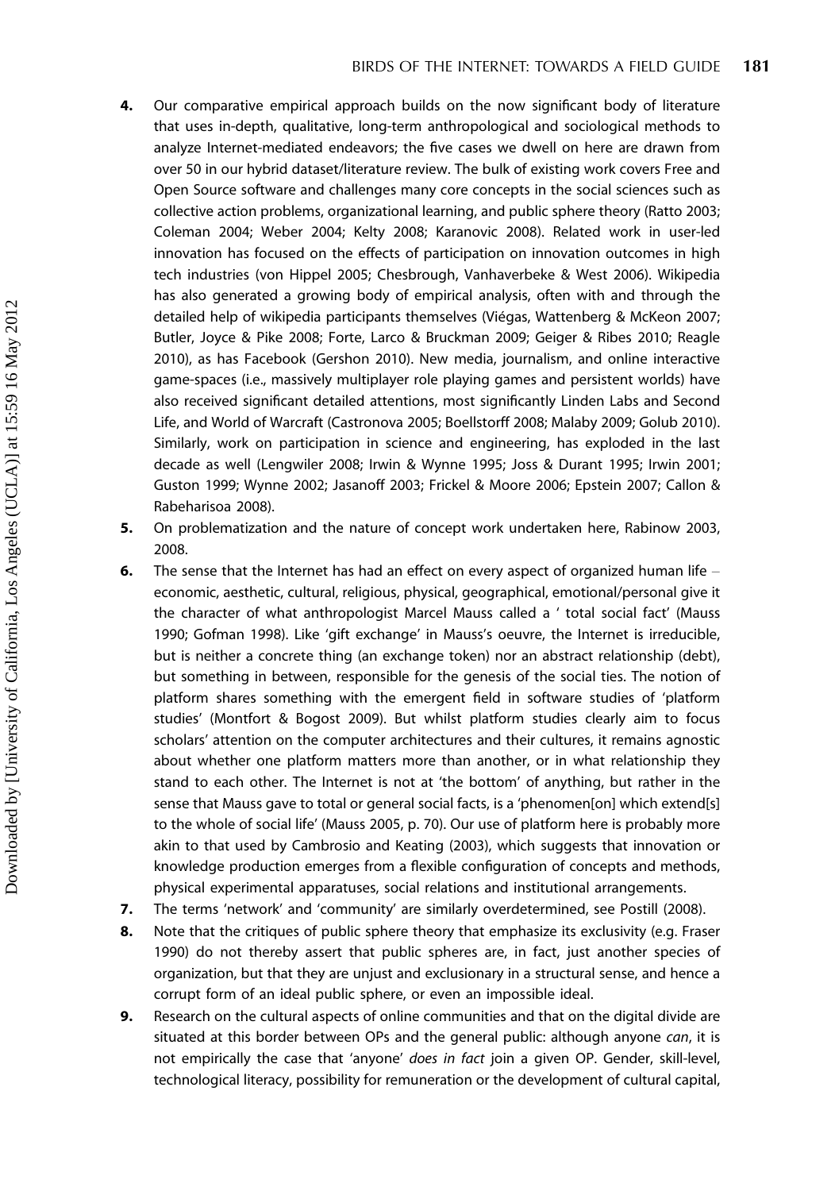4. Our comparative empirical approach builds on the now significant body of literature that uses in-depth, qualitative, long-term anthropological and sociological methods to analyze Internet-mediated endeavors; the five cases we dwell on here are drawn from over 50 in our hybrid dataset/literature review. The bulk of existing work covers Free and Open Source software and challenges many core concepts in the social sciences such as collective action problems, organizational learning, and public sphere theory (Ratto 2003; Coleman 2004; Weber 2004; Kelty 2008; Karanovic 2008). Related work in user-led innovation has focused on the effects of participation on innovation outcomes in high tech industries (von Hippel 2005; Chesbrough, Vanhaverbeke & West 2006). Wikipedia has also generated a growing body of empirical analysis, often with and through the detailed help of wikipedia participants themselves (Viégas, Wattenberg & McKeon 2007; Butler, Joyce & Pike 2008; Forte, Larco & Bruckman 2009; Geiger & Ribes 2010; Reagle 2010), as has Facebook (Gershon 2010). New media, journalism, and online interactive game-spaces (i.e., massively multiplayer role playing games and persistent worlds) have also received significant detailed attentions, most significantly Linden Labs and Second Life, and World of Warcraft (Castronova 2005; Boellstorff 2008; Malaby 2009; Golub 2010). Similarly, work on participation in science and engineering, has exploded in the last decade as well (Lengwiler 2008; Irwin & Wynne 1995; Joss & Durant 1995; Irwin 2001; Guston 1999; Wynne 2002; Jasanoff 2003; Frickel & Moore 2006; Epstein 2007; Callon & Rabeharisoa 2008).
5. On problematization and the nature of concept work undertaken here, Rabinow 2003, 2008.
6. The sense that the Internet has had an effect on every aspect of organized human life – economic, aesthetic, cultural, religious, physical, geographical, emotional/personal give it the character of what anthropologist Marcel Mauss called a ' total social fact' (Mauss 1990; Gofman 1998). Like 'gift exchange' in Mauss's oeuvre, the Internet is irreducible, but is neither a concrete thing (an exchange token) nor an abstract relationship (debt), but something in between, responsible for the genesis of the social ties. The notion of platform shares something with the emergent field in software studies of 'platform studies' (Montfort & Bogost 2009). But whilst platform studies clearly aim to focus scholars' attention on the computer architectures and their cultures, it remains agnostic about whether one platform matters more than another, or in what relationship they stand to each other. The Internet is not at 'the bottom' of anything, but rather in the sense that Mauss gave to total or general social facts, is a 'phenomen[on] which extend[s] to the whole of social life' (Mauss 2005, p. 70). Our use of platform here is probably more akin to that used by Cambrosio and Keating (2003), which suggests that innovation or knowledge production emerges from a flexible configuration of concepts and methods, physical experimental apparatuses, social relations and institutional arrangements.
7. The terms 'network' and 'community' are similarly overdetermined, see Postill (2008).
8. Note that the critiques of public sphere theory that emphasize its exclusivity (e.g. Fraser 1990) do not thereby assert that public spheres are, in fact, just another species of organization, but that they are unjust and exclusionary in a structural sense, and hence a corrupt form of an ideal public sphere, or even an impossible ideal.
9. Research on the cultural aspects of online communities and that on the digital divide are situated at this border between OPs and the general public: although anyone *can*, it is not empirically the case that 'anyone' *does in fact* join a given OP. Gender, skill-level, technological literacy, possibility for remuneration or the development of cultural capital,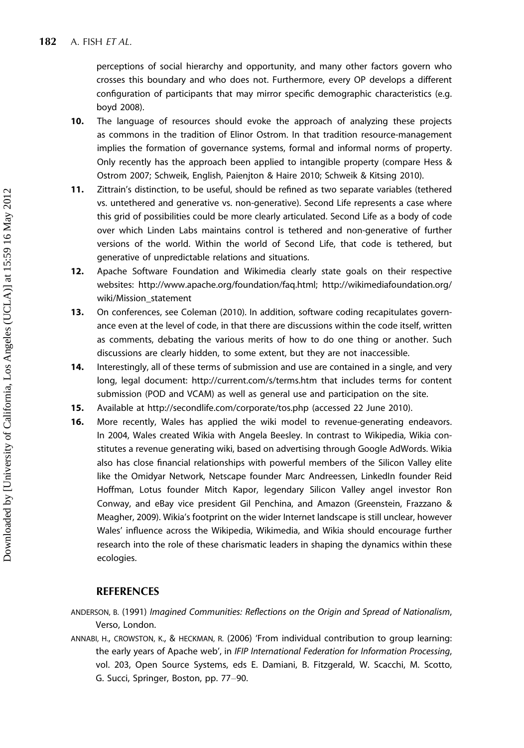perceptions of social hierarchy and opportunity, and many other factors govern who crosses this boundary and who does not. Furthermore, every OP develops a different configuration of participants that may mirror specific demographic characteristics (e.g. boyd 2008).

10. The language of resources should evoke the approach of analyzing these projects as commons in the tradition of Elinor Ostrom. In that tradition resource-management implies the formation of governance systems, formal and informal norms of property. Only recently has the approach been applied to intangible property (compare Hess & Ostrom 2007; Schweik, English, Paienjton & Haire 2010; Schweik & Kitsing 2010).
11. Zittrain's distinction, to be useful, should be refined as two separate variables (tethered vs. untethered and generative vs. non-generative). Second Life represents a case where this grid of possibilities could be more clearly articulated. Second Life as a body of code over which Linden Labs maintains control is tethered and non-generative of further versions of the world. Within the world of Second Life, that code is tethered, but generative of unpredictable relations and situations.
12. Apache Software Foundation and Wikimedia clearly state goals on their respective websites: http://www.apache.org/foundation/faq.html; http://wikimediafoundation.org/wiki/Mission_statement
13. On conferences, see Coleman (2010). In addition, software coding recapitulates governance even at the level of code, in that there are discussions within the code itself, written as comments, debating the various merits of how to do one thing or another. Such discussions are clearly hidden, to some extent, but they are not inaccessible.
14. Interestingly, all of these terms of submission and use are contained in a single, and very long, legal document: http://current.com/s/terms.htm that includes terms for content submission (POD and VCAM) as well as general use and participation on the site.
15. Available at http://secondlife.com/corporate/tos.php (accessed 22 June 2010).
16. More recently, Wales has applied the wiki model to revenue-generating endeavors. In 2004, Wales created Wikia with Angela Beesley. In contrast to Wikipedia, Wikia constitutes a revenue generating wiki, based on advertising through Google AdWords. Wikia also has close financial relationships with powerful members of the Silicon Valley elite like the Omidyar Network, Netscape founder Marc Andreessen, LinkedIn founder Reid Hoffman, Lotus founder Mitch Kapor, legendary Silicon Valley angel investor Ron Conway, and eBay vice president Gil Penchina, and Amazon (Greenstein, Frazzano & Meagher, 2009). Wikia's footprint on the wider Internet landscape is still unclear, however Wales' influence across the Wikipedia, Wikimedia, and Wikia should encourage further research into the role of these charismatic leaders in shaping the dynamics within these ecologies.

## REFERENCES

ANDERSON, B. (1991) *Imagined Communities: Reflections on the Origin and Spread of Nationalism*, Verso, London.

ANNABI, H., CROWSTON, K., & HECKMAN, R. (2006) 'From individual contribution to group learning: the early years of Apache web', in *IFIP International Federation for Information Processing*, vol. 203, Open Source Systems, eds E. Damiani, B. Fitzgerald, W. Scacchi, M. Scotto, G. Succi, Springer, Boston, pp. 77–90.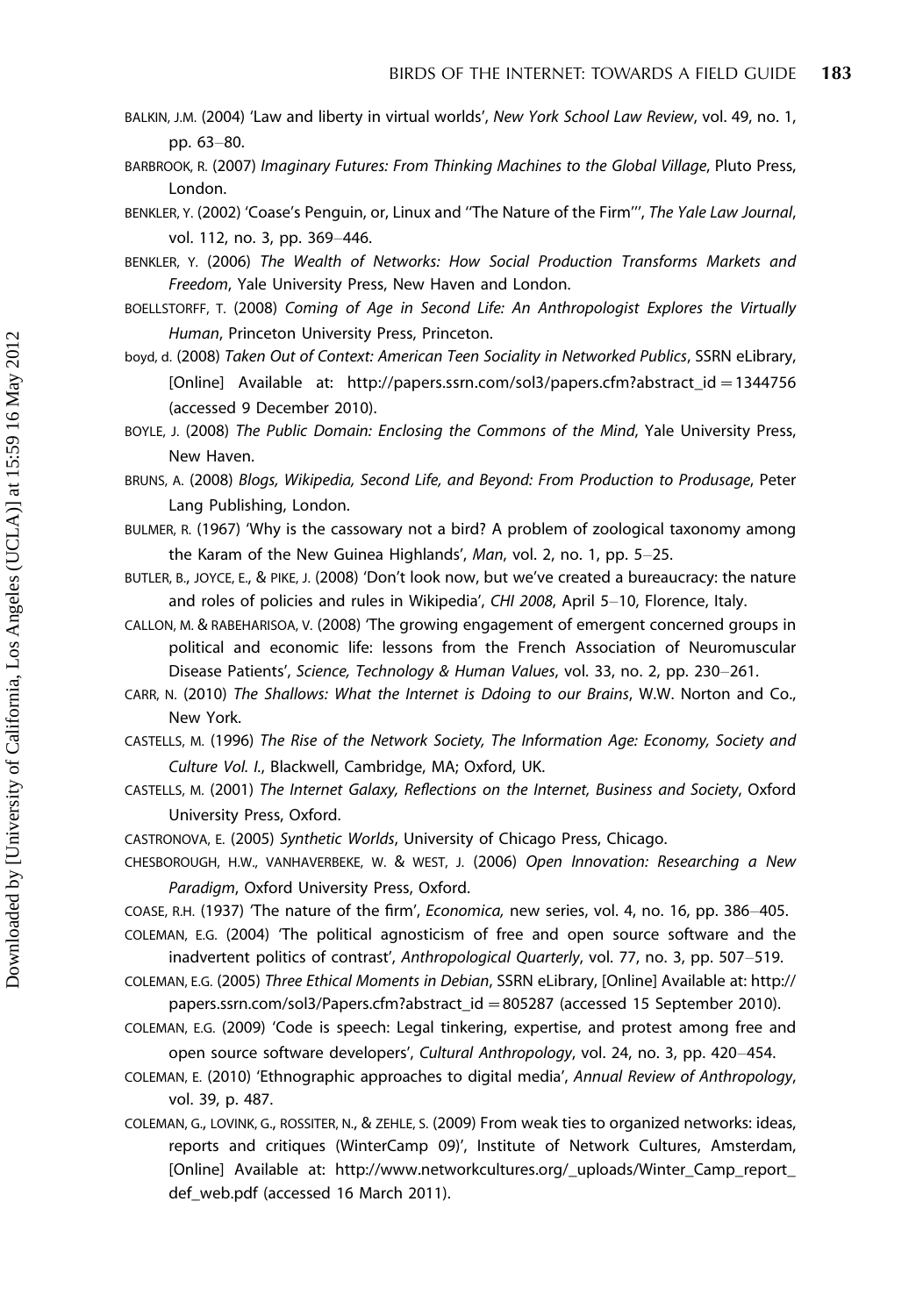BALKIN, J.M. (2004) 'Law and liberty in virtual worlds', *New York School Law Review*, vol. 49, no. 1, pp. 63–80.

BARBROOK, R. (2007) *Imaginary Futures: From Thinking Machines to the Global Village*, Pluto Press, London.

BENKLER, Y. (2002) 'Coase's Penguin, or, Linux and ''The Nature of the Firm''', *The Yale Law Journal*, vol. 112, no. 3, pp. 369–446.

BENKLER, Y. (2006) *The Wealth of Networks: How Social Production Transforms Markets and Freedom*, Yale University Press, New Haven and London.

BOELLSTORFF, T. (2008) *Coming of Age in Second Life: An Anthropologist Explores the Virtually Human*, Princeton University Press, Princeton.

boyd, d. (2008) *Taken Out of Context: American Teen Sociality in Networked Publics*, SSRN eLibrary, [Online] Available at: http://papers.ssrn.com/sol3/papers.cfm?abstract_id = 1344756 (accessed 9 December 2010).

BOYLE, J. (2008) *The Public Domain: Enclosing the Commons of the Mind*, Yale University Press, New Haven.

BRUNS, A. (2008) *Blogs, Wikipedia, Second Life, and Beyond: From Production to Produsage*, Peter Lang Publishing, London.

BULMER, R. (1967) 'Why is the cassowary not a bird? A problem of zoological taxonomy among the Karam of the New Guinea Highlands', *Man*, vol. 2, no. 1, pp. 5–25.

BUTLER, B., JOYCE, E., & PIKE, J. (2008) 'Don't look now, but we've created a bureaucracy: the nature and roles of policies and rules in Wikipedia', *CHI 2008*, April 5–10, Florence, Italy.

CALLON, M. & RABEHARISOA, V. (2008) 'The growing engagement of emergent concerned groups in political and economic life: lessons from the French Association of Neuromuscular Disease Patients', *Science, Technology & Human Values*, vol. 33, no. 2, pp. 230–261.

CARR, N. (2010) *The Shallows: What the Internet is Ddoing to our Brains*, W.W. Norton and Co., New York.

CASTELLS, M. (1996) *The Rise of the Network Society, The Information Age: Economy, Society and Culture Vol. I.*, Blackwell, Cambridge, MA; Oxford, UK.

CASTELLS, M. (2001) *The Internet Galaxy, Reflections on the Internet, Business and Society*, Oxford University Press, Oxford.

CASTRONOVA, E. (2005) *Synthetic Worlds*, University of Chicago Press, Chicago.

CHESBOROUGH, H.W., VANHAVERBEKE, W. & WEST, J. (2006) *Open Innovation: Researching a New Paradigm*, Oxford University Press, Oxford.

COASE, R.H. (1937) 'The nature of the firm', *Economica,* new series, vol. 4, no. 16, pp. 386–405.

COLEMAN, E.G. (2004) 'The political agnosticism of free and open source software and the inadvertent politics of contrast', *Anthropological Quarterly*, vol. 77, no. 3, pp. 507–519.

COLEMAN, E.G. (2005) *Three Ethical Moments in Debian*, SSRN eLibrary, [Online] Available at: http://papers.ssrn.com/sol3/Papers.cfm?abstract_id = 805287 (accessed 15 September 2010).

COLEMAN, E.G. (2009) 'Code is speech: Legal tinkering, expertise, and protest among free and open source software developers', *Cultural Anthropology*, vol. 24, no. 3, pp. 420–454.

COLEMAN, E. (2010) 'Ethnographic approaches to digital media', *Annual Review of Anthropology*, vol. 39, p. 487.

COLEMAN, G., LOVINK, G., ROSSITER, N., & ZEHLE, S. (2009) From weak ties to organized networks: ideas, reports and critiques (WinterCamp 09)', Institute of Network Cultures, Amsterdam, [Online] Available at: http://www.networkcultures.org/_uploads/Winter_Camp_report_def_web.pdf (accessed 16 March 2011).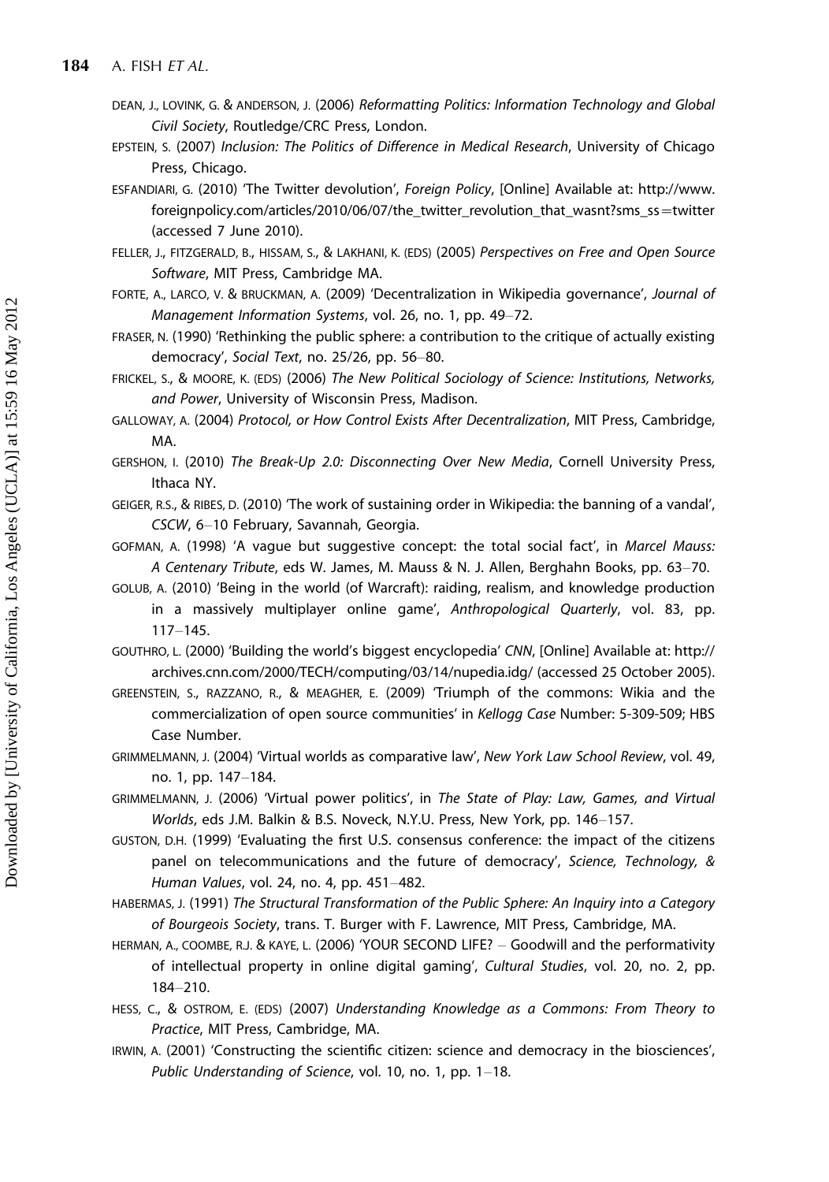DEAN, J., LOVINK, G. & ANDERSON, J. (2006) *Reformatting Politics: Information Technology and Global Civil Society*, Routledge/CRC Press, London.

EPSTEIN, S. (2007) *Inclusion: The Politics of Difference in Medical Research*, University of Chicago Press, Chicago.

ESFANDIARI, G. (2010) 'The Twitter devolution', *Foreign Policy*, [Online] Available at: http://www.foreignpolicy.com/articles/2010/06/07/the_twitter_revolution_that_wasnt?sms_ss=twitter (accessed 7 June 2010).

FELLER, J., FITZGERALD, B., HISSAM, S., & LAKHANI, K. (EDS) (2005) *Perspectives on Free and Open Source Software*, MIT Press, Cambridge MA.

FORTE, A., LARCO, V. & BRUCKMAN, A. (2009) 'Decentralization in Wikipedia governance', *Journal of Management Information Systems*, vol. 26, no. 1, pp. 49–72.

FRASER, N. (1990) 'Rethinking the public sphere: a contribution to the critique of actually existing democracy', *Social Text*, no. 25/26, pp. 56–80.

FRICKEL, S., & MOORE, K. (EDS) (2006) *The New Political Sociology of Science: Institutions, Networks, and Power*, University of Wisconsin Press, Madison.

GALLOWAY, A. (2004) *Protocol, or How Control Exists After Decentralization*, MIT Press, Cambridge, MA.

GERSHON, I. (2010) *The Break-Up 2.0: Disconnecting Over New Media*, Cornell University Press, Ithaca NY.

GEIGER, R.S., & RIBES, D. (2010) 'The work of sustaining order in Wikipedia: the banning of a vandal', *CSCW*, 6–10 February, Savannah, Georgia.

GOFMAN, A. (1998) 'A vague but suggestive concept: the total social fact', in *Marcel Mauss: A Centenary Tribute*, eds W. James, M. Mauss & N. J. Allen, Berghahn Books, pp. 63–70.

GOLUB, A. (2010) 'Being in the world (of Warcraft): raiding, realism, and knowledge production in a massively multiplayer online game', *Anthropological Quarterly*, vol. 83, pp. 117–145.

GOUTHRO, L. (2000) 'Building the world's biggest encyclopedia' *CNN*, [Online] Available at: http://archives.cnn.com/2000/TECH/computing/03/14/nupedia.idg/ (accessed 25 October 2005).

GREENSTEIN, S., RAZZANO, R., & MEAGHER, E. (2009) 'Triumph of the commons: Wikia and the commercialization of open source communities' in *Kellogg Case* Number: 5-309-509; HBS Case Number.

GRIMMELMANN, J. (2004) 'Virtual worlds as comparative law', *New York Law School Review*, vol. 49, no. 1, pp. 147–184.

GRIMMELMANN, J. (2006) 'Virtual power politics', in *The State of Play: Law, Games, and Virtual Worlds*, eds J.M. Balkin & B.S. Noveck, N.Y.U. Press, New York, pp. 146–157.

GUSTON, D.H. (1999) 'Evaluating the first U.S. consensus conference: the impact of the citizens panel on telecommunications and the future of democracy', *Science, Technology, & Human Values*, vol. 24, no. 4, pp. 451–482.

HABERMAS, J. (1991) *The Structural Transformation of the Public Sphere: An Inquiry into a Category of Bourgeois Society*, trans. T. Burger with F. Lawrence, MIT Press, Cambridge, MA.

HERMAN, A., COOMBE, R.J. & KAYE, L. (2006) 'YOUR SECOND LIFE? – Goodwill and the performativity of intellectual property in online digital gaming', *Cultural Studies*, vol. 20, no. 2, pp. 184–210.

HESS, C., & OSTROM, E. (EDS) (2007) *Understanding Knowledge as a Commons: From Theory to Practice*, MIT Press, Cambridge, MA.

IRWIN, A. (2001) 'Constructing the scientific citizen: science and democracy in the biosciences', *Public Understanding of Science*, vol. 10, no. 1, pp. 1–18.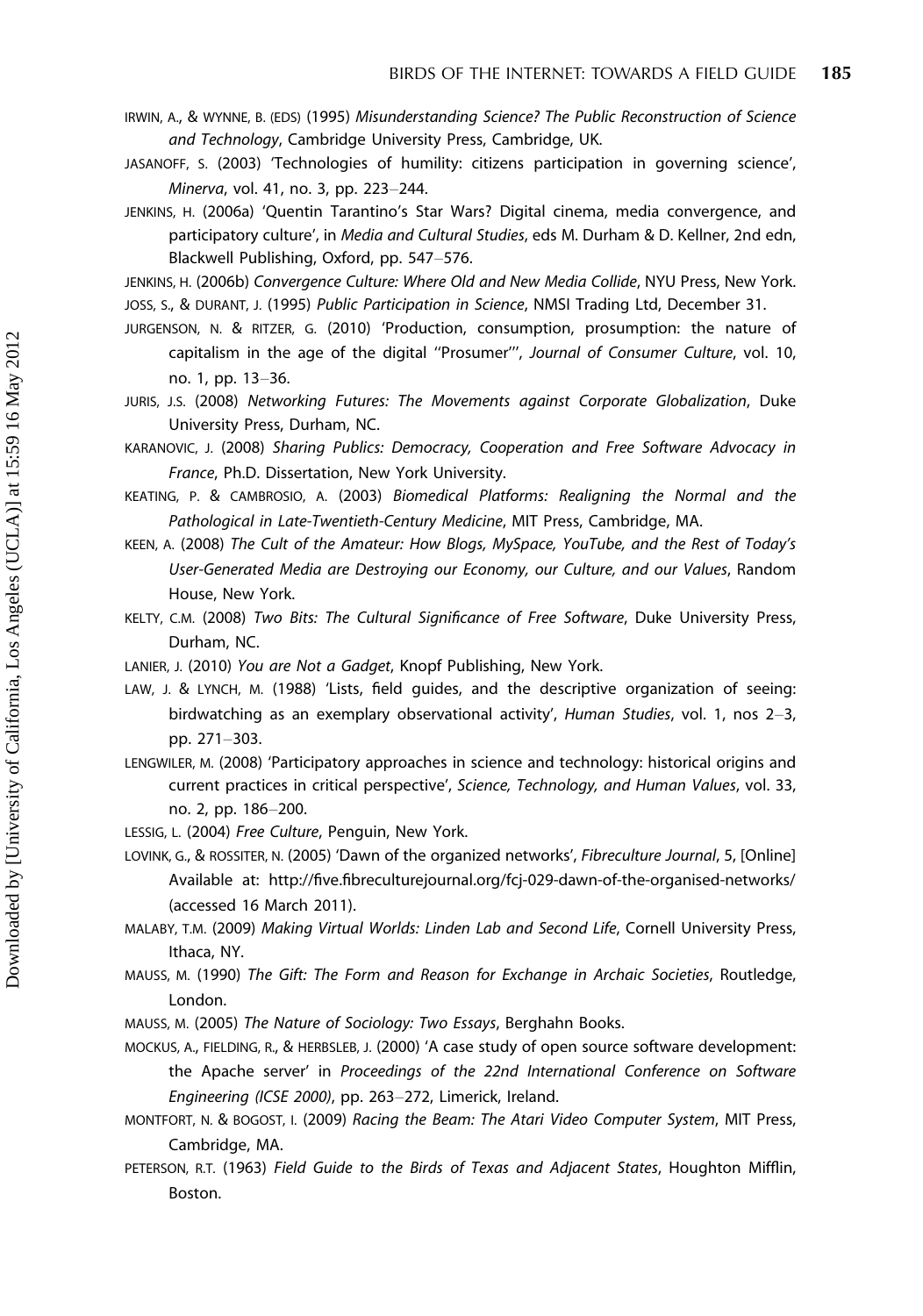IRWIN, A., & WYNNE, B. (EDS) (1995) *Misunderstanding Science? The Public Reconstruction of Science and Technology*, Cambridge University Press, Cambridge, UK.

JASANOFF, S. (2003) 'Technologies of humility: citizens participation in governing science', *Minerva*, vol. 41, no. 3, pp. 223–244.

JENKINS, H. (2006a) 'Quentin Tarantino's Star Wars? Digital cinema, media convergence, and participatory culture', in *Media and Cultural Studies*, eds M. Durham & D. Kellner, 2nd edn, Blackwell Publishing, Oxford, pp. 547–576.

JENKINS, H. (2006b) *Convergence Culture: Where Old and New Media Collide*, NYU Press, New York.

JOSS, S., & DURANT, J. (1995) *Public Participation in Science*, NMSI Trading Ltd, December 31.

JURGENSON, N. & RITZER, G. (2010) 'Production, consumption, prosumption: the nature of capitalism in the age of the digital ''Prosumer''', *Journal of Consumer Culture*, vol. 10, no. 1, pp. 13–36.

JURIS, J.S. (2008) *Networking Futures: The Movements against Corporate Globalization*, Duke University Press, Durham, NC.

KARANOVIC, J. (2008) *Sharing Publics: Democracy, Cooperation and Free Software Advocacy in France*, Ph.D. Dissertation, New York University.

KEATING, P. & CAMBROSIO, A. (2003) *Biomedical Platforms: Realigning the Normal and the Pathological in Late-Twentieth-Century Medicine*, MIT Press, Cambridge, MA.

KEEN, A. (2008) *The Cult of the Amateur: How Blogs, MySpace, YouTube, and the Rest of Today's User-Generated Media are Destroying our Economy, our Culture, and our Values*, Random House, New York.

KELTY, C.M. (2008) *Two Bits: The Cultural Significance of Free Software*, Duke University Press, Durham, NC.

LANIER, J. (2010) *You are Not a Gadget*, Knopf Publishing, New York.

LAW, J. & LYNCH, M. (1988) 'Lists, field guides, and the descriptive organization of seeing: birdwatching as an exemplary observational activity', *Human Studies*, vol. 1, nos 2–3, pp. 271–303.

LENGWILER, M. (2008) 'Participatory approaches in science and technology: historical origins and current practices in critical perspective', *Science, Technology, and Human Values*, vol. 33, no. 2, pp. 186–200.

LESSIG, L. (2004) *Free Culture*, Penguin, New York.

LOVINK, G., & ROSSITER, N. (2005) 'Dawn of the organized networks', *Fibreculture Journal*, 5, [Online] Available at: http://five.fibreculturejournal.org/fcj-029-dawn-of-the-organised-networks/ (accessed 16 March 2011).

MALABY, T.M. (2009) *Making Virtual Worlds: Linden Lab and Second Life*, Cornell University Press, Ithaca, NY.

MAUSS, M. (1990) *The Gift: The Form and Reason for Exchange in Archaic Societies*, Routledge, London.

MAUSS, M. (2005) *The Nature of Sociology: Two Essays*, Berghahn Books.

MOCKUS, A., FIELDING, R., & HERBSLEB, J. (2000) 'A case study of open source software development: the Apache server' in *Proceedings of the 22nd International Conference on Software Engineering (ICSE 2000)*, pp. 263–272, Limerick, Ireland.

MONTFORT, N. & BOGOST, I. (2009) *Racing the Beam: The Atari Video Computer System*, MIT Press, Cambridge, MA.

PETERSON, R.T. (1963) *Field Guide to the Birds of Texas and Adjacent States*, Houghton Mifflin, Boston.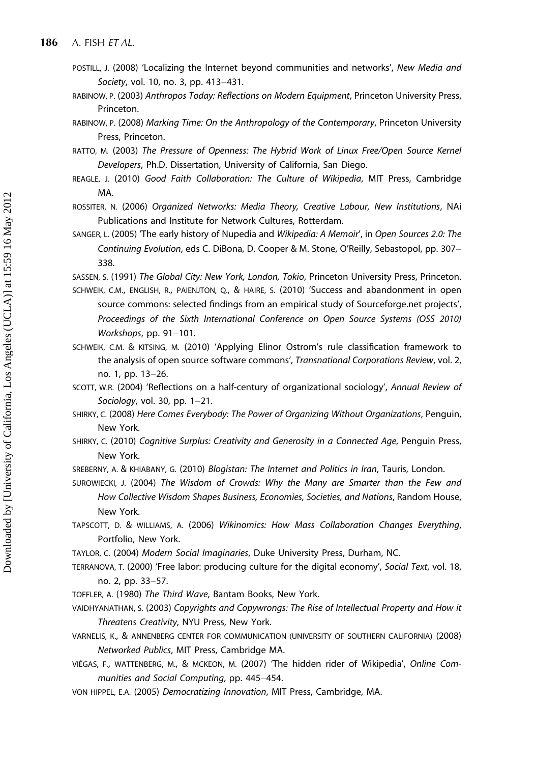POSTILL, J. (2008) 'Localizing the Internet beyond communities and networks', *New Media and Society*, vol. 10, no. 3, pp. 413–431.

RABINOW, P. (2003) *Anthropos Today: Reflections on Modern Equipment*, Princeton University Press, Princeton.

RABINOW, P. (2008) *Marking Time: On the Anthropology of the Contemporary*, Princeton University Press, Princeton.

RATTO, M. (2003) *The Pressure of Openness: The Hybrid Work of Linux Free/Open Source Kernel Developers*, Ph.D. Dissertation, University of California, San Diego.

REAGLE, J. (2010) *Good Faith Collaboration: The Culture of Wikipedia*, MIT Press, Cambridge MA.

ROSSITER, N. (2006) *Organized Networks: Media Theory, Creative Labour, New Institutions*, NAi Publications and Institute for Network Cultures, Rotterdam.

SANGER, L. (2005) 'The early history of Nupedia and *Wikipedia: A Memoir*', in *Open Sources 2.0: The Continuing Evolution*, eds C. DiBona, D. Cooper & M. Stone, O'Reilly, Sebastopol, pp. 307–338.

SASSEN, S. (1991) *The Global City: New York, London, Tokio*, Princeton University Press, Princeton.

SCHWEIK, C.M., ENGLISH, R., PAIENJTON, Q., & HAIRE, S. (2010) 'Success and abandonment in open source commons: selected findings from an empirical study of Sourceforge.net projects', *Proceedings of the Sixth International Conference on Open Source Systems (OSS 2010) Workshops*, pp. 91–101.

SCHWEIK, C.M. & KITSING, M. (2010) 'Applying Elinor Ostrom's rule classification framework to the analysis of open source software commons', *Transnational Corporations Review*, vol. 2, no. 1, pp. 13–26.

SCOTT, W.R. (2004) 'Reflections on a half-century of organizational sociology', *Annual Review of Sociology*, vol. 30, pp. 1–21.

SHIRKY, C. (2008) *Here Comes Everybody: The Power of Organizing Without Organizations*, Penguin, New York.

SHIRKY, C. (2010) *Cognitive Surplus: Creativity and Generosity in a Connected Age*, Penguin Press, New York.

SREBERNY, A. & KHIABANY, G. (2010) *Blogistan: The Internet and Politics in Iran*, Tauris, London.

SUROWIECKI, J. (2004) *The Wisdom of Crowds: Why the Many are Smarter than the Few and How Collective Wisdom Shapes Business, Economies, Societies, and Nations*, Random House, New York.

TAPSCOTT, D. & WILLIAMS, A. (2006) *Wikinomics: How Mass Collaboration Changes Everything*, Portfolio, New York.

TAYLOR, C. (2004) *Modern Social Imaginaries*, Duke University Press, Durham, NC.

TERRANOVA, T. (2000) 'Free labor: producing culture for the digital economy', *Social Text*, vol. 18, no. 2, pp. 33–57.

TOFFLER, A. (1980) *The Third Wave*, Bantam Books, New York.

VAIDHYANATHAN, S. (2003) *Copyrights and Copywrongs: The Rise of Intellectual Property and How it Threatens Creativity*, NYU Press, New York.

VARNELIS, K., & ANNENBERG CENTER FOR COMMUNICATION (UNIVERSITY OF SOUTHERN CALIFORNIA) (2008) *Networked Publics*, MIT Press, Cambridge MA.

VIÉGAS, F., WATTENBERG, M., & MCKEON, M. (2007) 'The hidden rider of Wikipedia', *Online Communities and Social Computing*, pp. 445–454.

VON HIPPEL, E.A. (2005) *Democratizing Innovation*, MIT Press, Cambridge, MA.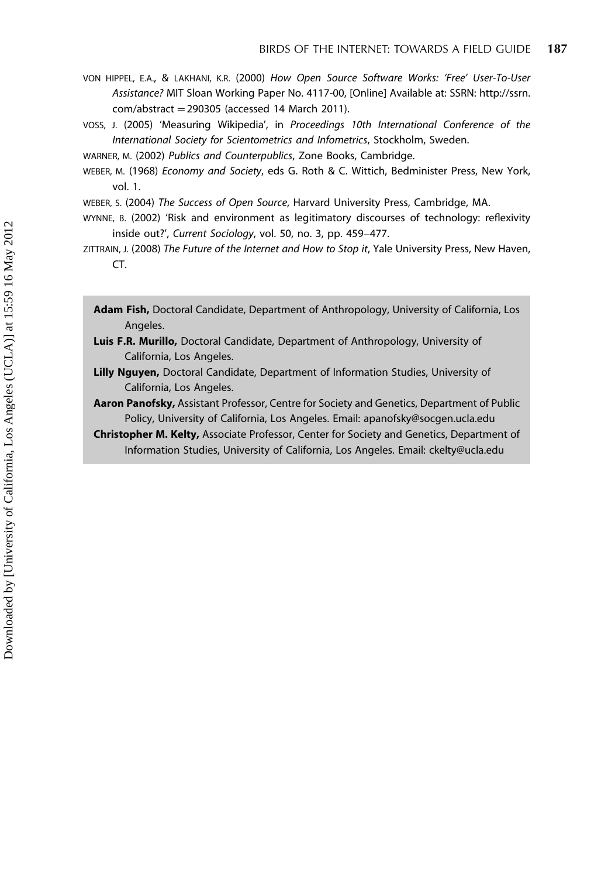VON HIPPEL, E.A., & LAKHANI, K.R. (2000) *How Open Source Software Works: 'Free' User-To-User Assistance?* MIT Sloan Working Paper No. 4117-00, [Online] Available at: SSRN: http://ssrn.com/abstract = 290305 (accessed 14 March 2011).

VOSS, J. (2005) 'Measuring Wikipedia', in *Proceedings 10th International Conference of the International Society for Scientometrics and Infometrics*, Stockholm, Sweden.

WARNER, M. (2002) *Publics and Counterpublics*, Zone Books, Cambridge.

WEBER, M. (1968) *Economy and Society*, eds G. Roth & C. Wittich, Bedminister Press, New York, vol. 1.

WEBER, S. (2004) *The Success of Open Source*, Harvard University Press, Cambridge, MA.

WYNNE, B. (2002) 'Risk and environment as legitimatory discourses of technology: reflexivity inside out?', *Current Sociology*, vol. 50, no. 3, pp. 459–477.

ZITTRAIN, J. (2008) *The Future of the Internet and How to Stop it*, Yale University Press, New Haven, CT.

**Adam Fish,** Doctoral Candidate, Department of Anthropology, University of California, Los Angeles.

**Luis F.R. Murillo,** Doctoral Candidate, Department of Anthropology, University of California, Los Angeles.

**Lilly Nguyen,** Doctoral Candidate, Department of Information Studies, University of California, Los Angeles.

**Aaron Panofsky,** Assistant Professor, Centre for Society and Genetics, Department of Public Policy, University of California, Los Angeles. Email: apanofsky@socgen.ucla.edu

**Christopher M. Kelty,** Associate Professor, Center for Society and Genetics, Department of Information Studies, University of California, Los Angeles. Email: ckelty@ucla.edu